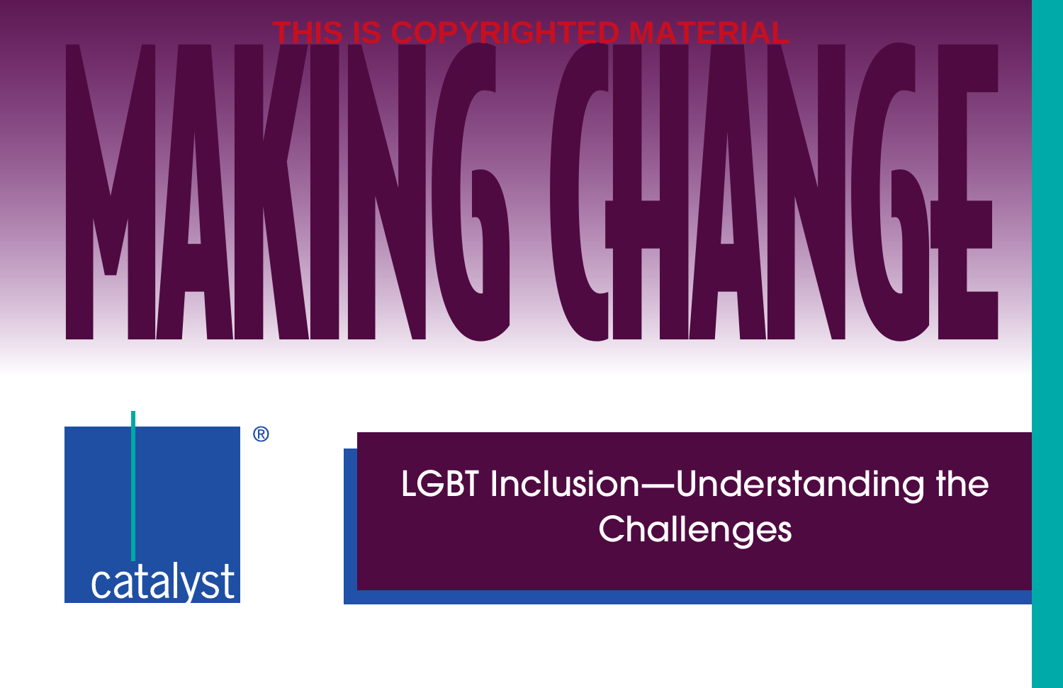THIS IS COPYRIGHTED MATERIAL

# MAKING CHANGE

catalyst®

## LGBT Inclusion—Understanding the Challenges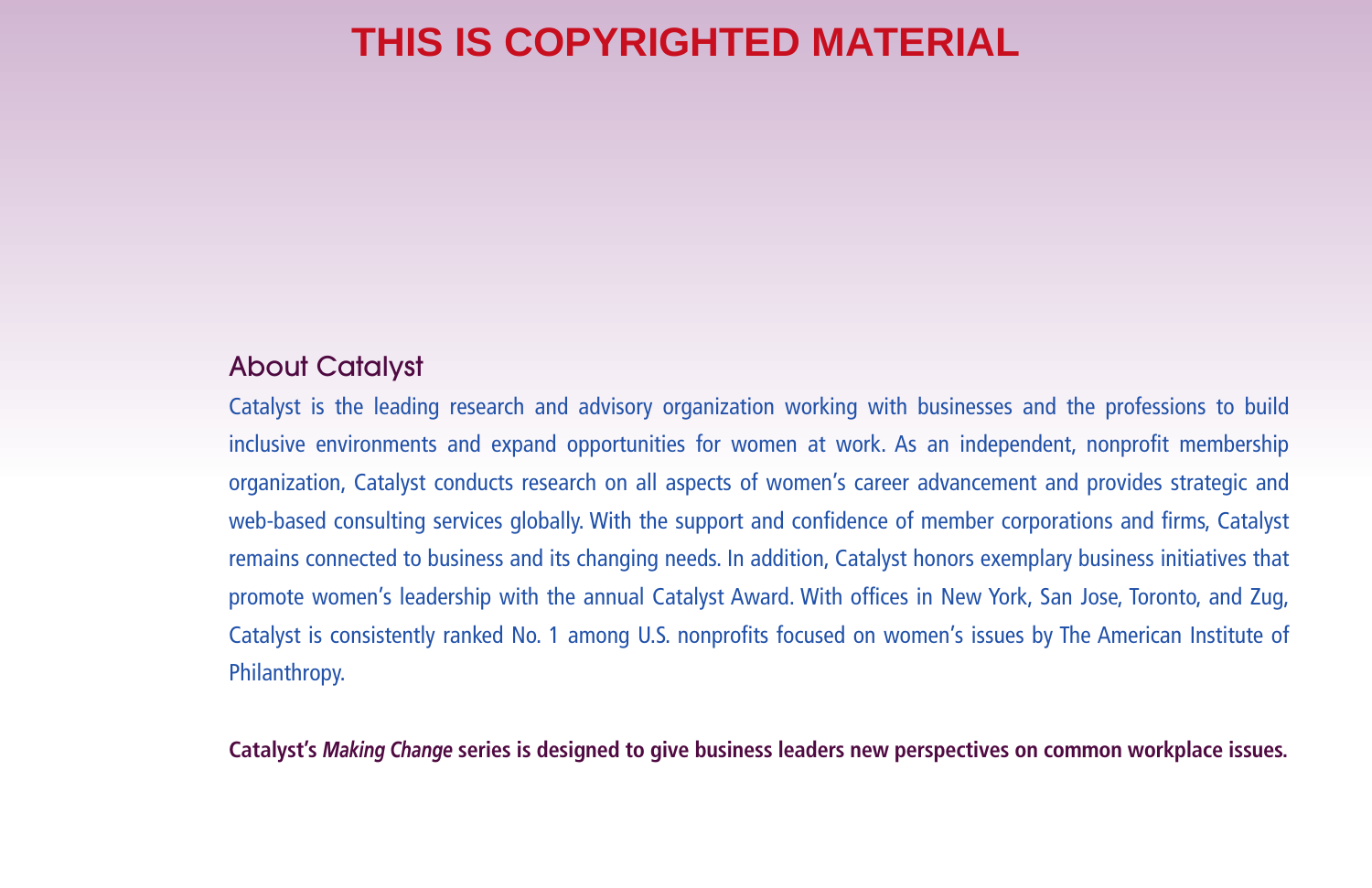THIS IS COPYRIGHTED MATERIAL

## About Catalyst

Catalyst is the leading research and advisory organization working with businesses and the professions to build inclusive environments and expand opportunities for women at work. As an independent, nonprofit membership organization, Catalyst conducts research on all aspects of women's career advancement and provides strategic and web-based consulting services globally. With the support and confidence of member corporations and firms, Catalyst remains connected to business and its changing needs. In addition, Catalyst honors exemplary business initiatives that promote women's leadership with the annual Catalyst Award. With offices in New York, San Jose, Toronto, and Zug, Catalyst is consistently ranked No. 1 among U.S. nonprofits focused on women's issues by The American Institute of Philanthropy.

**Catalyst's *Making Change* series is designed to give business leaders new perspectives on common workplace issues.**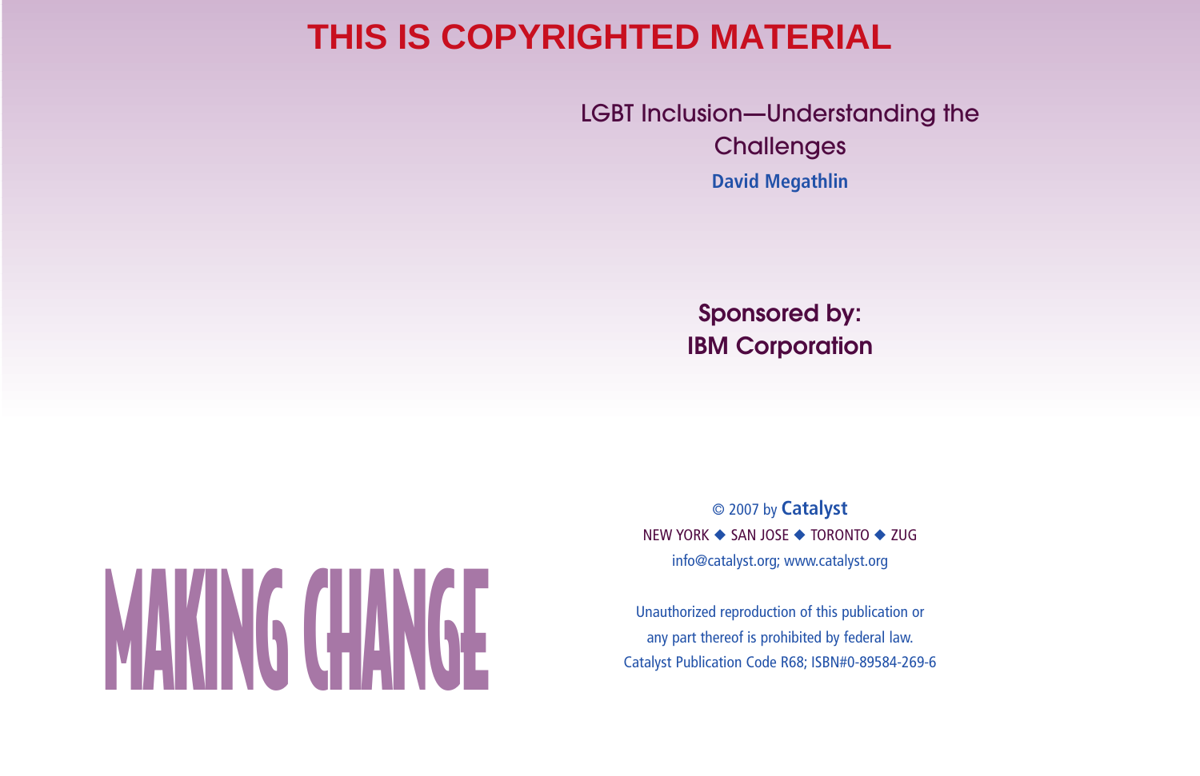**THIS IS COPYRIGHTED MATERIAL**

# LGBT Inclusion—Understanding the Challenges

**David Megathlin**

**Sponsored by:**
**IBM Corporation**

# MAKING CHANGE

© 2007 by **Catalyst**

NEW YORK ◆ SAN JOSE ◆ TORONTO ◆ ZUG

info@catalyst.org; www.catalyst.org

Unauthorized reproduction of this publication or any part thereof is prohibited by federal law.

Catalyst Publication Code R68; ISBN#0-89584-269-6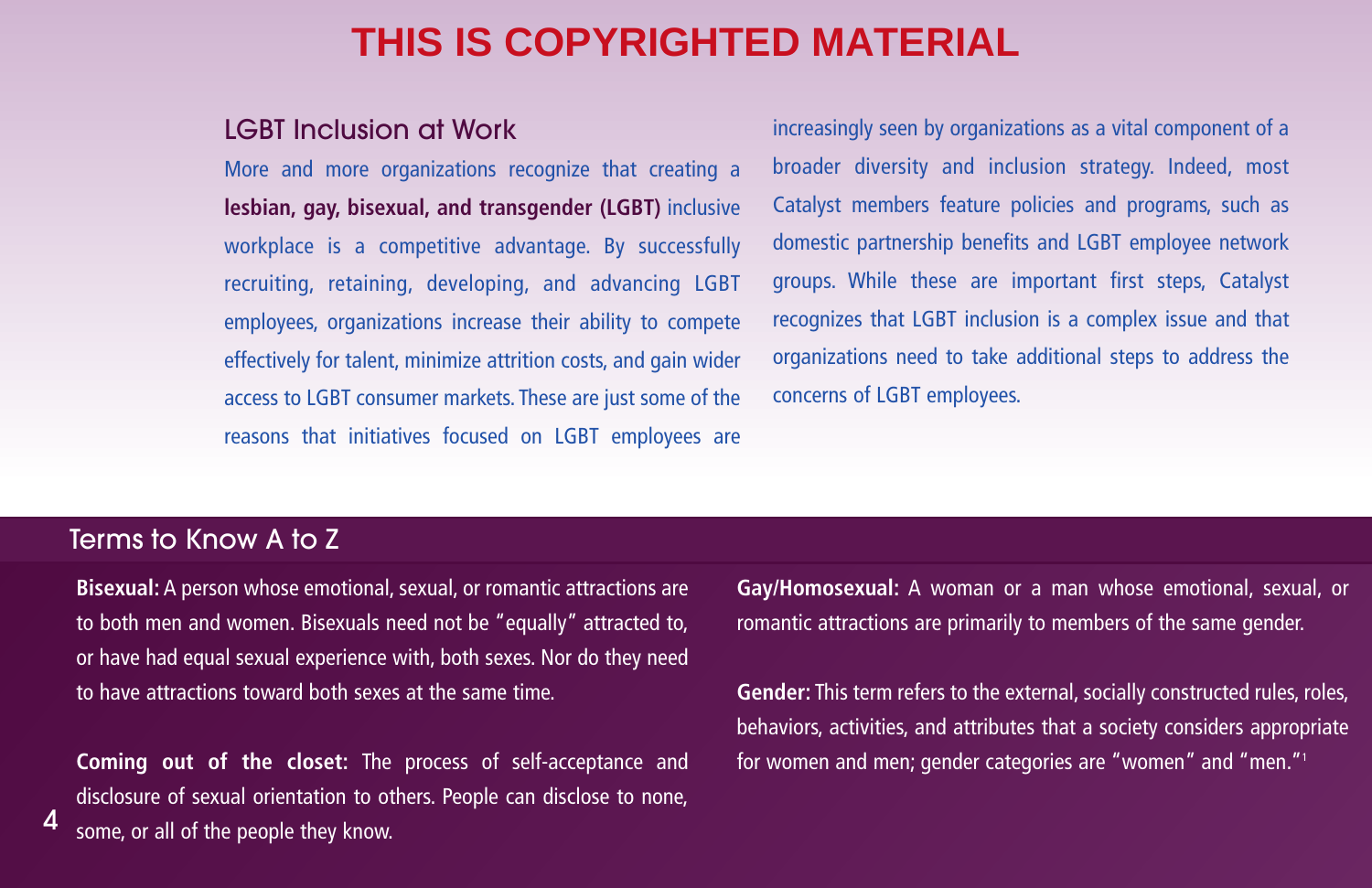THIS IS COPYRIGHTED MATERIAL

## LGBT Inclusion at Work

More and more organizations recognize that creating a **lesbian, gay, bisexual, and transgender (LGBT)** inclusive workplace is a competitive advantage. By successfully recruiting, retaining, developing, and advancing LGBT employees, organizations increase their ability to compete effectively for talent, minimize attrition costs, and gain wider access to LGBT consumer markets. These are just some of the reasons that initiatives focused on LGBT employees are increasingly seen by organizations as a vital component of a broader diversity and inclusion strategy. Indeed, most Catalyst members feature policies and programs, such as domestic partnership benefits and LGBT employee network groups. While these are important first steps, Catalyst recognizes that LGBT inclusion is a complex issue and that organizations need to take additional steps to address the concerns of LGBT employees.

## Terms to Know A to Z

**Bisexual:** A person whose emotional, sexual, or romantic attractions are to both men and women. Bisexuals need not be "equally" attracted to, or have had equal sexual experience with, both sexes. Nor do they need to have attractions toward both sexes at the same time.

**Coming out of the closet:** The process of self-acceptance and disclosure of sexual orientation to others. People can disclose to none, some, or all of the people they know.

**Gay/Homosexual:** A woman or a man whose emotional, sexual, or romantic attractions are primarily to members of the same gender.

**Gender:** This term refers to the external, socially constructed rules, roles, behaviors, activities, and attributes that a society considers appropriate for women and men; gender categories are "women" and "men."[1]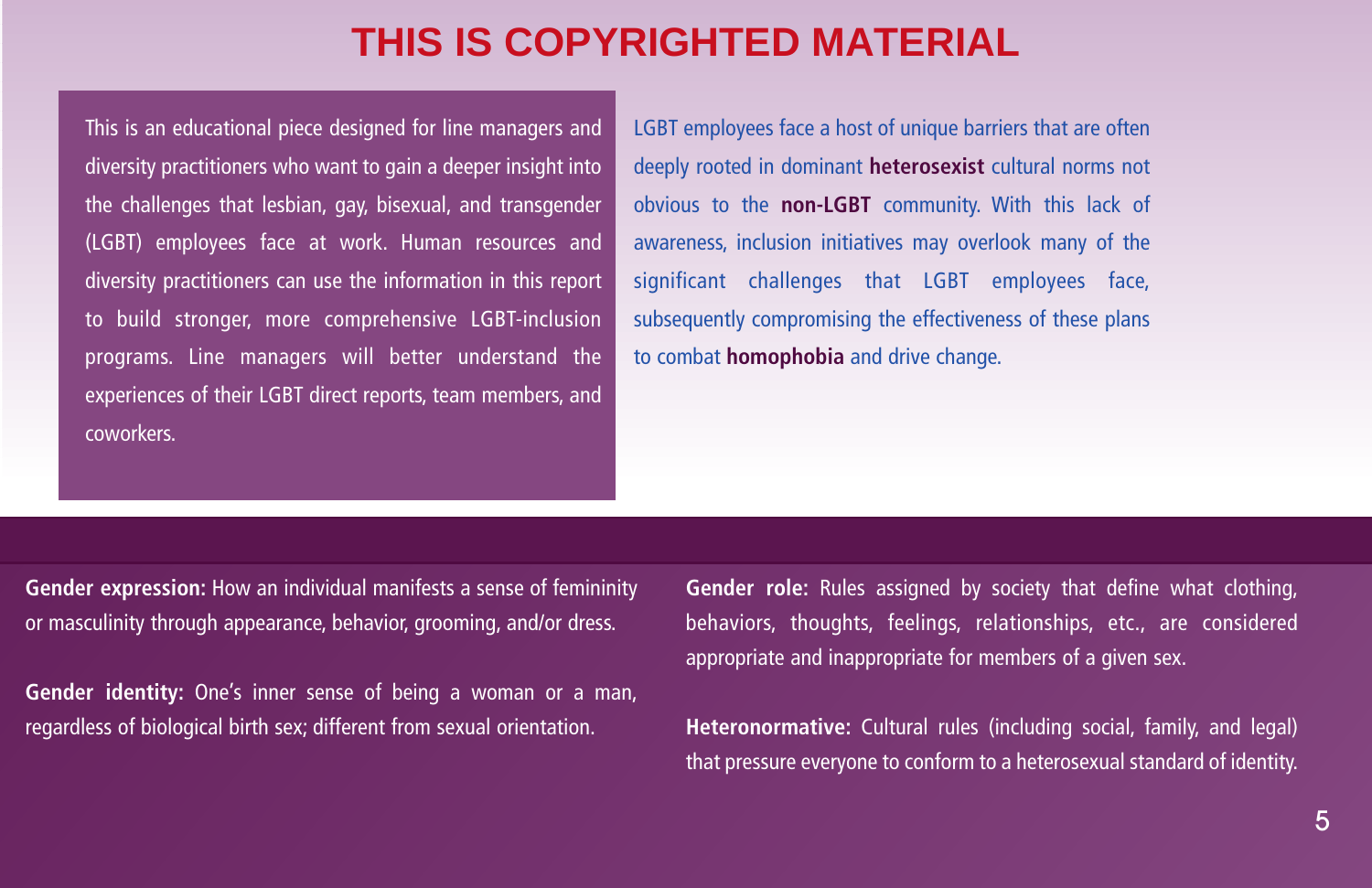THIS IS COPYRIGHTED MATERIAL

This is an educational piece designed for line managers and diversity practitioners who want to gain a deeper insight into the challenges that lesbian, gay, bisexual, and transgender (LGBT) employees face at work. Human resources and diversity practitioners can use the information in this report to build stronger, more comprehensive LGBT-inclusion programs. Line managers will better understand the experiences of their LGBT direct reports, team members, and coworkers.

LGBT employees face a host of unique barriers that are often deeply rooted in dominant **heterosexist** cultural norms not obvious to the **non-LGBT** community. With this lack of awareness, inclusion initiatives may overlook many of the significant challenges that LGBT employees face, subsequently compromising the effectiveness of these plans to combat **homophobia** and drive change.

**Gender expression:** How an individual manifests a sense of femininity or masculinity through appearance, behavior, grooming, and/or dress.

**Gender identity:** One's inner sense of being a woman or a man, regardless of biological birth sex; different from sexual orientation.

**Gender role:** Rules assigned by society that define what clothing, behaviors, thoughts, feelings, relationships, etc., are considered appropriate and inappropriate for members of a given sex.

**Heteronormative:** Cultural rules (including social, family, and legal) that pressure everyone to conform to a heterosexual standard of identity.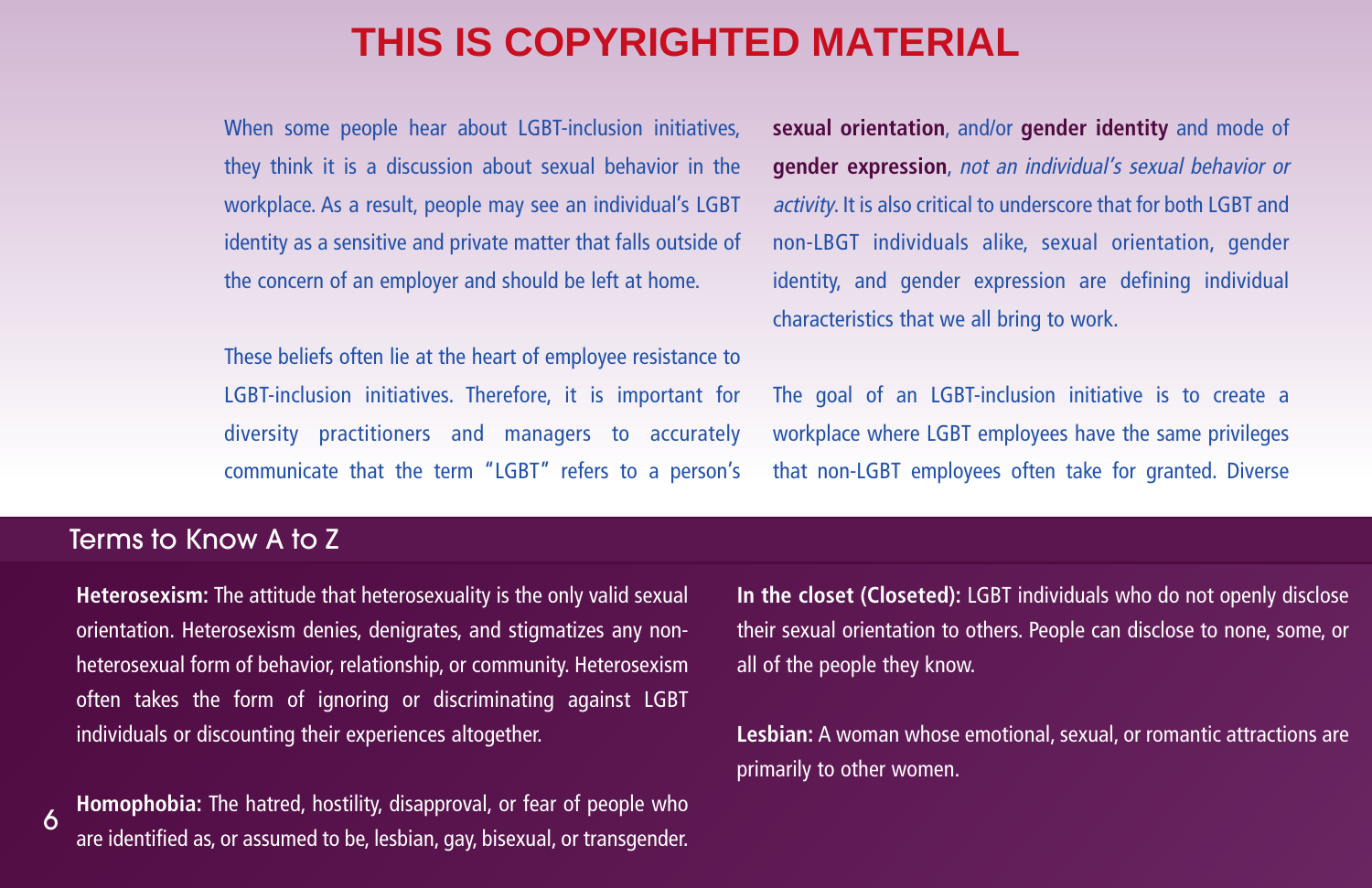THIS IS COPYRIGHTED MATERIAL

When some people hear about LGBT-inclusion initiatives, they think it is a discussion about sexual behavior in the workplace. As a result, people may see an individual's LGBT identity as a sensitive and private matter that falls outside of the concern of an employer and should be left at home.

These beliefs often lie at the heart of employee resistance to LGBT-inclusion initiatives. Therefore, it is important for diversity practitioners and managers to accurately communicate that the term "LGBT" refers to a person's **sexual orientation**, and/or **gender identity** and mode of **gender expression**, *not an individual's sexual behavior or activity*. It is also critical to underscore that for both LGBT and non-LBGT individuals alike, sexual orientation, gender identity, and gender expression are defining individual characteristics that we all bring to work.

The goal of an LGBT-inclusion initiative is to create a workplace where LGBT employees have the same privileges that non-LGBT employees often take for granted. Diverse

## Terms to Know A to Z

**Heterosexism:** The attitude that heterosexuality is the only valid sexual orientation. Heterosexism denies, denigrates, and stigmatizes any non-heterosexual form of behavior, relationship, or community. Heterosexism often takes the form of ignoring or discriminating against LGBT individuals or discounting their experiences altogether.

**Homophobia:** The hatred, hostility, disapproval, or fear of people who are identified as, or assumed to be, lesbian, gay, bisexual, or transgender.

**In the closet (Closeted):** LGBT individuals who do not openly disclose their sexual orientation to others. People can disclose to none, some, or all of the people they know.

**Lesbian:** A woman whose emotional, sexual, or romantic attractions are primarily to other women.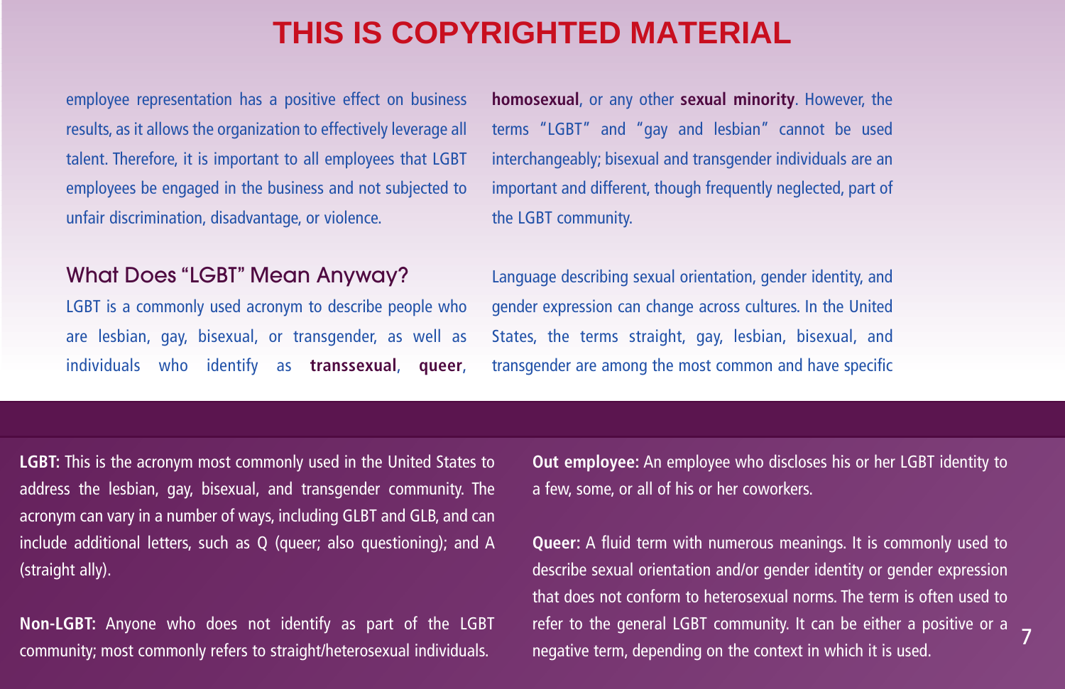employee representation has a positive effect on business results, as it allows the organization to effectively leverage all talent. Therefore, it is important to all employees that LGBT employees be engaged in the business and not subjected to unfair discrimination, disadvantage, or violence.

## What Does "LGBT" Mean Anyway?

LGBT is a commonly used acronym to describe people who are lesbian, gay, bisexual, or transgender, as well as individuals who identify as **transsexual**, **queer**, **homosexual**, or any other **sexual minority**. However, the terms "LGBT" and "gay and lesbian" cannot be used interchangeably; bisexual and transgender individuals are an important and different, though frequently neglected, part of the LGBT community.

Language describing sexual orientation, gender identity, and gender expression can change across cultures. In the United States, the terms straight, gay, lesbian, bisexual, and transgender are among the most common and have specific

**LGBT:** This is the acronym most commonly used in the United States to address the lesbian, gay, bisexual, and transgender community. The acronym can vary in a number of ways, including GLBT and GLB, and can include additional letters, such as Q (queer; also questioning); and A (straight ally).

**Non-LGBT:** Anyone who does not identify as part of the LGBT community; most commonly refers to straight/heterosexual individuals.

**Out employee:** An employee who discloses his or her LGBT identity to a few, some, or all of his or her coworkers.

**Queer:** A fluid term with numerous meanings. It is commonly used to describe sexual orientation and/or gender identity or gender expression that does not conform to heterosexual norms. The term is often used to refer to the general LGBT community. It can be either a positive or a negative term, depending on the context in which it is used.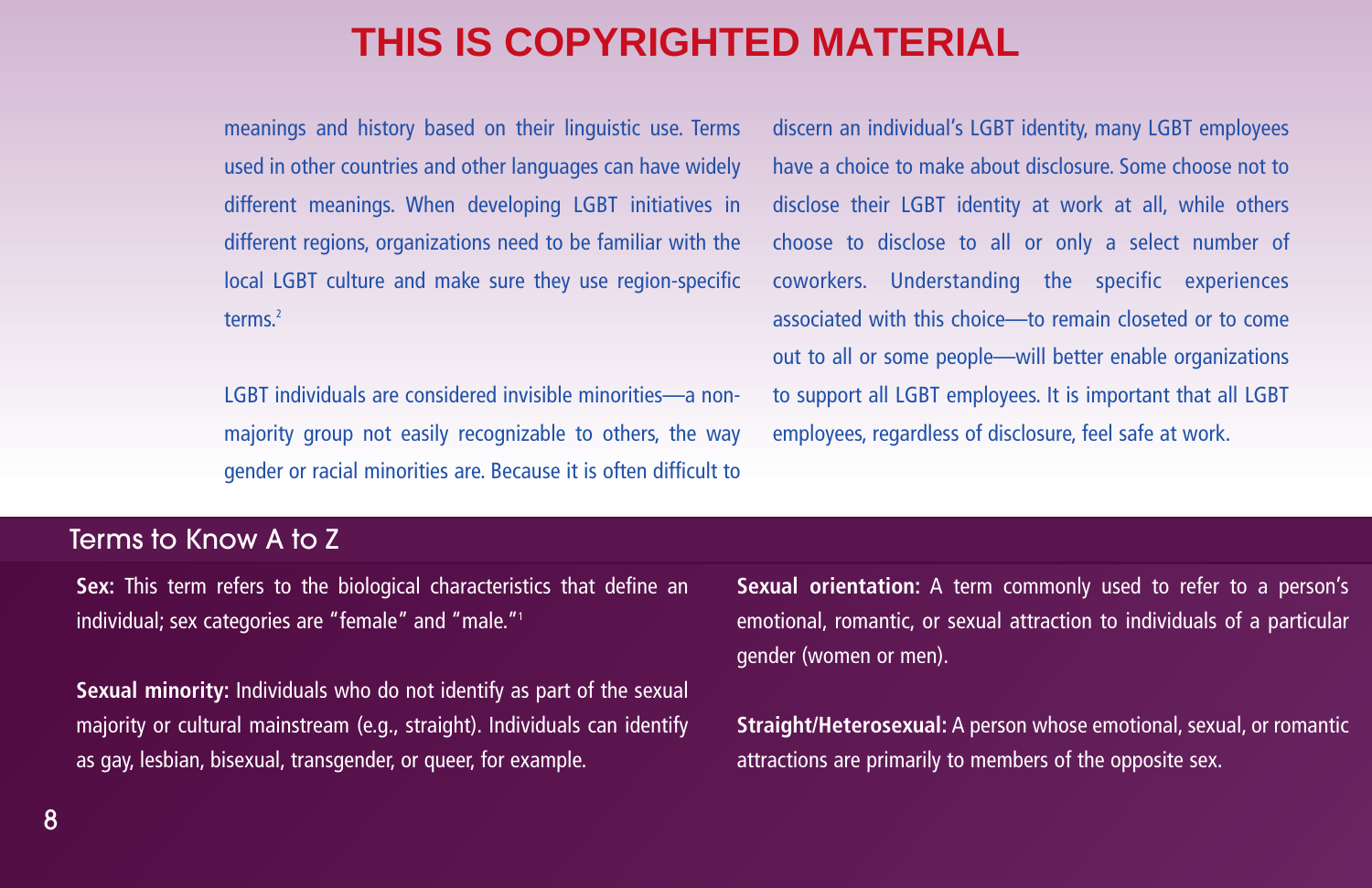THIS IS COPYRIGHTED MATERIAL

meanings and history based on their linguistic use. Terms used in other countries and other languages can have widely different meanings. When developing LGBT initiatives in different regions, organizations need to be familiar with the local LGBT culture and make sure they use region-specific terms.[2]

LGBT individuals are considered invisible minorities—a non-majority group not easily recognizable to others, the way gender or racial minorities are. Because it is often difficult to discern an individual's LGBT identity, many LGBT employees have a choice to make about disclosure. Some choose not to disclose their LGBT identity at work at all, while others choose to disclose to all or only a select number of coworkers. Understanding the specific experiences associated with this choice—to remain closeted or to come out to all or some people—will better enable organizations to support all LGBT employees. It is important that all LGBT employees, regardless of disclosure, feel safe at work.

## Terms to Know A to Z

**Sex:** This term refers to the biological characteristics that define an individual; sex categories are "female" and "male."[1]

**Sexual minority:** Individuals who do not identify as part of the sexual majority or cultural mainstream (e.g., straight). Individuals can identify as gay, lesbian, bisexual, transgender, or queer, for example.

**Sexual orientation:** A term commonly used to refer to a person's emotional, romantic, or sexual attraction to individuals of a particular gender (women or men).

**Straight/Heterosexual:** A person whose emotional, sexual, or romantic attractions are primarily to members of the opposite sex.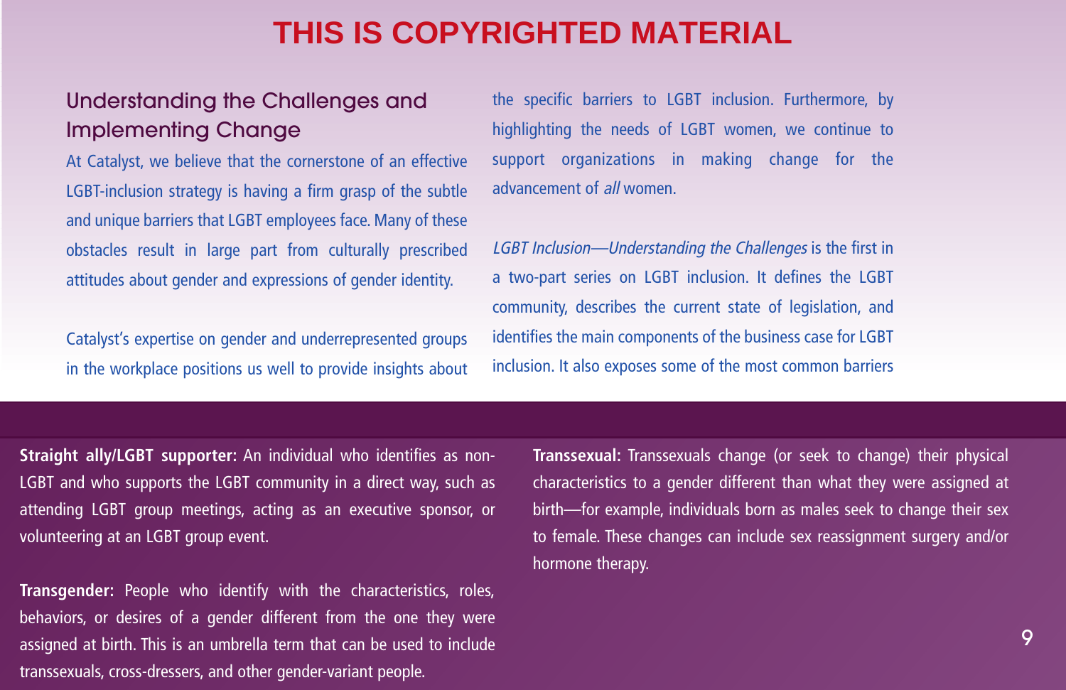THIS IS COPYRIGHTED MATERIAL

## Understanding the Challenges and Implementing Change

At Catalyst, we believe that the cornerstone of an effective LGBT-inclusion strategy is having a firm grasp of the subtle and unique barriers that LGBT employees face. Many of these obstacles result in large part from culturally prescribed attitudes about gender and expressions of gender identity.

Catalyst's expertise on gender and underrepresented groups in the workplace positions us well to provide insights about the specific barriers to LGBT inclusion. Furthermore, by highlighting the needs of LGBT women, we continue to support organizations in making change for the advancement of *all* women.

*LGBT Inclusion—Understanding the Challenges* is the first in a two-part series on LGBT inclusion. It defines the LGBT community, describes the current state of legislation, and identifies the main components of the business case for LGBT inclusion. It also exposes some of the most common barriers

**Straight ally/LGBT supporter:** An individual who identifies as non-LGBT and who supports the LGBT community in a direct way, such as attending LGBT group meetings, acting as an executive sponsor, or volunteering at an LGBT group event.

**Transgender:** People who identify with the characteristics, roles, behaviors, or desires of a gender different from the one they were assigned at birth. This is an umbrella term that can be used to include transsexuals, cross-dressers, and other gender-variant people.

**Transsexual:** Transsexuals change (or seek to change) their physical characteristics to a gender different than what they were assigned at birth—for example, individuals born as males seek to change their sex to female. These changes can include sex reassignment surgery and/or hormone therapy.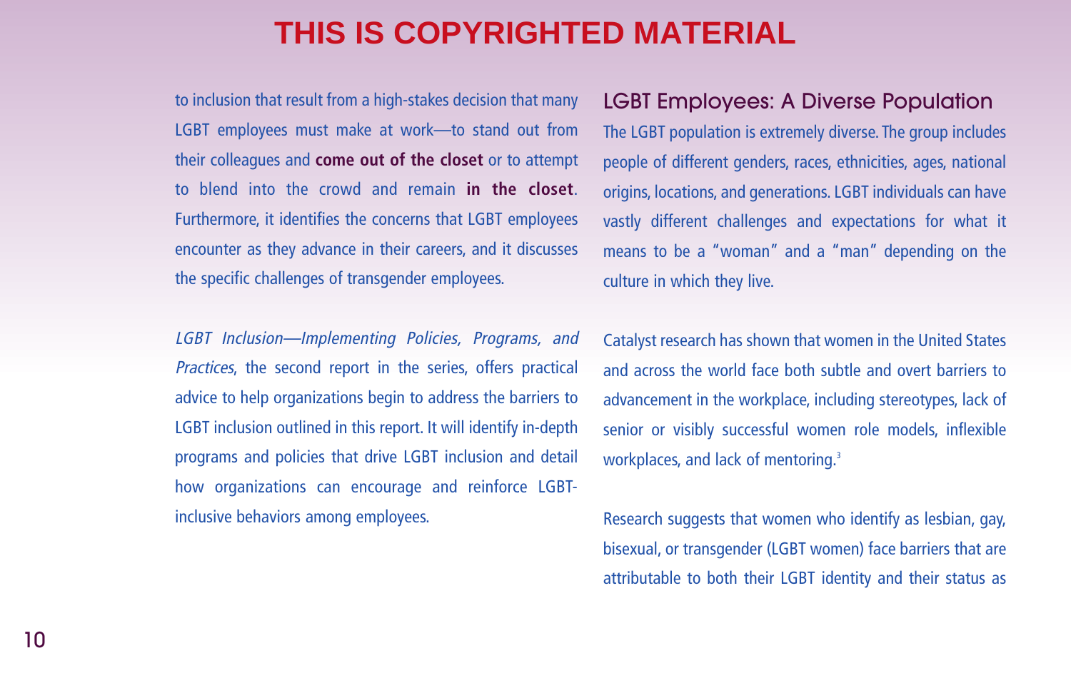to inclusion that result from a high-stakes decision that many LGBT employees must make at work—to stand out from their colleagues and **come out of the closet** or to attempt to blend into the crowd and remain **in the closet**. Furthermore, it identifies the concerns that LGBT employees encounter as they advance in their careers, and it discusses the specific challenges of transgender employees.

*LGBT Inclusion—Implementing Policies, Programs, and Practices*, the second report in the series, offers practical advice to help organizations begin to address the barriers to LGBT inclusion outlined in this report. It will identify in-depth programs and policies that drive LGBT inclusion and detail how organizations can encourage and reinforce LGBT-inclusive behaviors among employees.

## LGBT Employees: A Diverse Population

The LGBT population is extremely diverse. The group includes people of different genders, races, ethnicities, ages, national origins, locations, and generations. LGBT individuals can have vastly different challenges and expectations for what it means to be a "woman" and a "man" depending on the culture in which they live.

Catalyst research has shown that women in the United States and across the world face both subtle and overt barriers to advancement in the workplace, including stereotypes, lack of senior or visibly successful women role models, inflexible workplaces, and lack of mentoring.[3]

Research suggests that women who identify as lesbian, gay, bisexual, or transgender (LGBT women) face barriers that are attributable to both their LGBT identity and their status as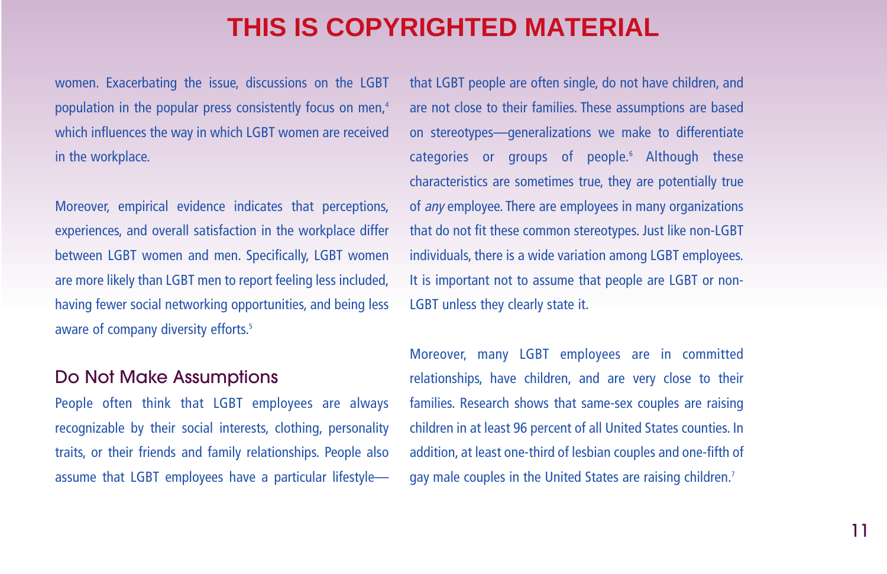women. Exacerbating the issue, discussions on the LGBT population in the popular press consistently focus on men,[4] which influences the way in which LGBT women are received in the workplace.

Moreover, empirical evidence indicates that perceptions, experiences, and overall satisfaction in the workplace differ between LGBT women and men. Specifically, LGBT women are more likely than LGBT men to report feeling less included, having fewer social networking opportunities, and being less aware of company diversity efforts.[5]

## Do Not Make Assumptions

People often think that LGBT employees are always recognizable by their social interests, clothing, personality traits, or their friends and family relationships. People also assume that LGBT employees have a particular lifestyle—that LGBT people are often single, do not have children, and are not close to their families. These assumptions are based on stereotypes—generalizations we make to differentiate categories or groups of people.[6] Although these characteristics are sometimes true, they are potentially true of *any* employee. There are employees in many organizations that do not fit these common stereotypes. Just like non-LGBT individuals, there is a wide variation among LGBT employees. It is important not to assume that people are LGBT or non-LGBT unless they clearly state it.

Moreover, many LGBT employees are in committed relationships, have children, and are very close to their families. Research shows that same-sex couples are raising children in at least 96 percent of all United States counties. In addition, at least one-third of lesbian couples and one-fifth of gay male couples in the United States are raising children.[7]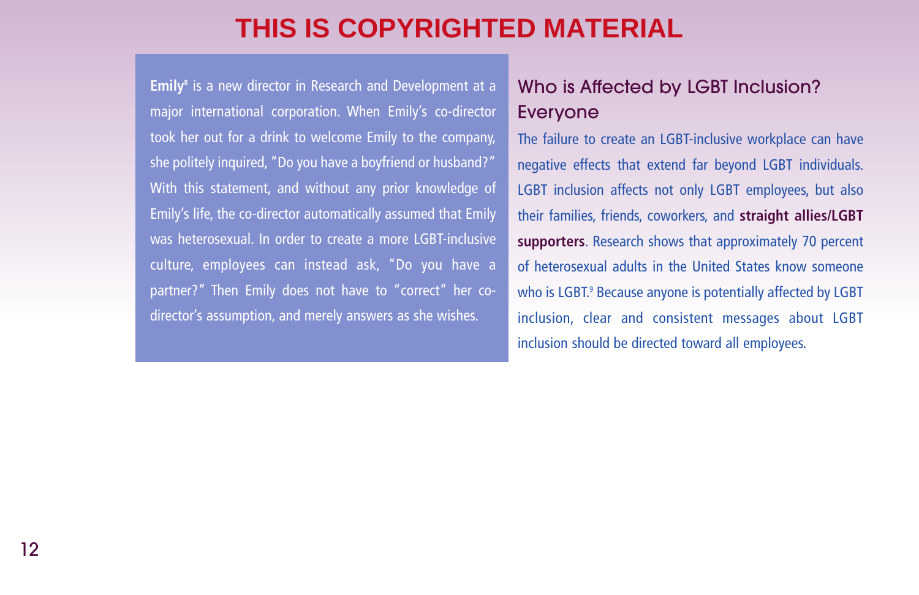THIS IS COPYRIGHTED MATERIAL

**Emily**[8] is a new director in Research and Development at a major international corporation. When Emily's co-director took her out for a drink to welcome Emily to the company, she politely inquired, "Do you have a boyfriend or husband?" With this statement, and without any prior knowledge of Emily's life, the co-director automatically assumed that Emily was heterosexual. In order to create a more LGBT-inclusive culture, employees can instead ask, "Do you have a partner?" Then Emily does not have to "correct" her co-director's assumption, and merely answers as she wishes.

## Who is Affected by LGBT Inclusion? Everyone

The failure to create an LGBT-inclusive workplace can have negative effects that extend far beyond LGBT individuals. LGBT inclusion affects not only LGBT employees, but also their families, friends, coworkers, and **straight allies/LGBT supporters**. Research shows that approximately 70 percent of heterosexual adults in the United States know someone who is LGBT.[9] Because anyone is potentially affected by LGBT inclusion, clear and consistent messages about LGBT inclusion should be directed toward all employees.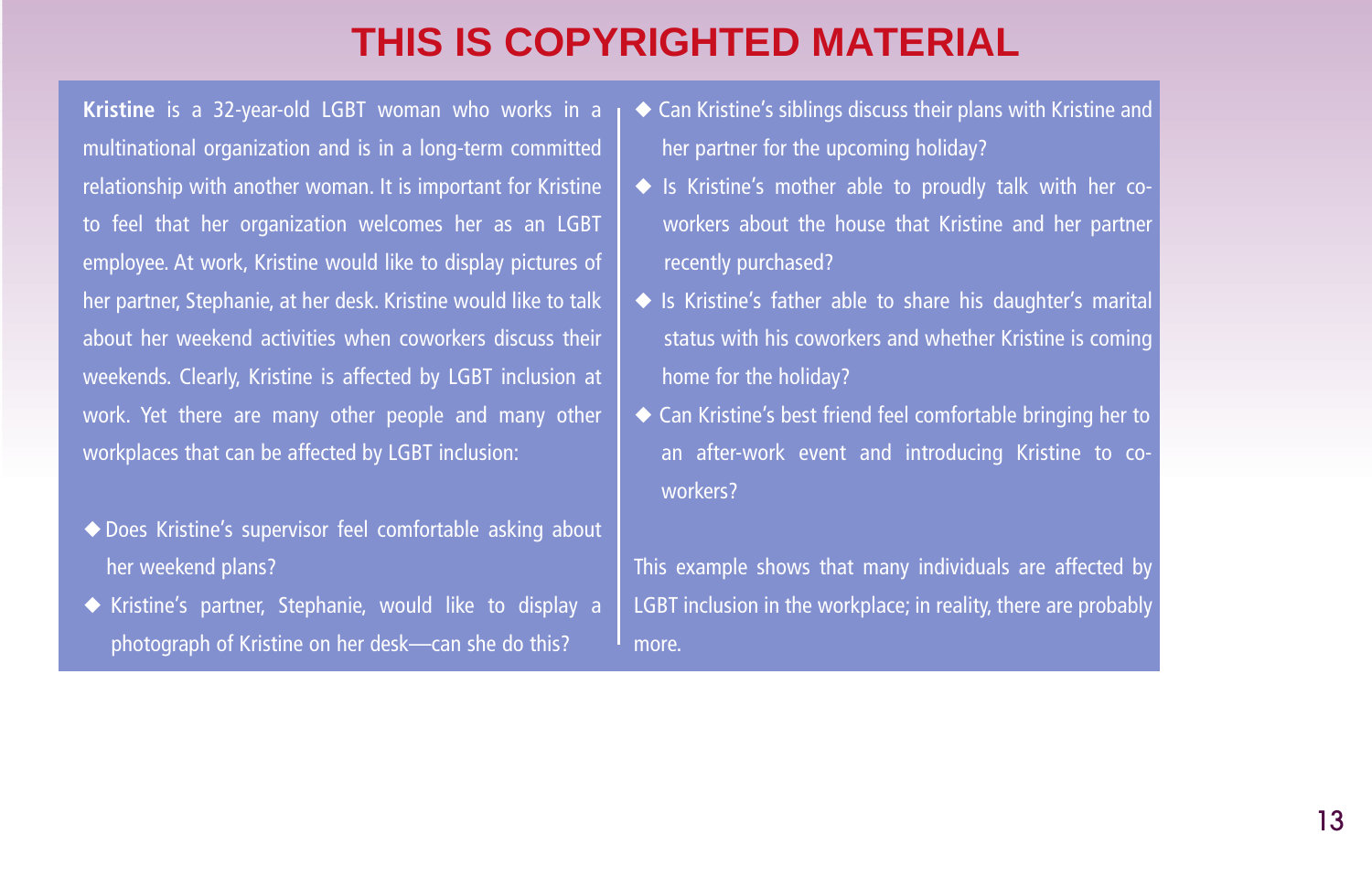THIS IS COPYRIGHTED MATERIAL

**Kristine** is a 32-year-old LGBT woman who works in a multinational organization and is in a long-term committed relationship with another woman. It is important for Kristine to feel that her organization welcomes her as an LGBT employee. At work, Kristine would like to display pictures of her partner, Stephanie, at her desk. Kristine would like to talk about her weekend activities when coworkers discuss their weekends. Clearly, Kristine is affected by LGBT inclusion at work. Yet there are many other people and many other workplaces that can be affected by LGBT inclusion:

- Does Kristine's supervisor feel comfortable asking about her weekend plans?
- Kristine's partner, Stephanie, would like to display a photograph of Kristine on her desk—can she do this?
- Can Kristine's siblings discuss their plans with Kristine and her partner for the upcoming holiday?
- Is Kristine's mother able to proudly talk with her co-workers about the house that Kristine and her partner recently purchased?
- Is Kristine's father able to share his daughter's marital status with his coworkers and whether Kristine is coming home for the holiday?
- Can Kristine's best friend feel comfortable bringing her to an after-work event and introducing Kristine to co-workers?

This example shows that many individuals are affected by LGBT inclusion in the workplace; in reality, there are probably more.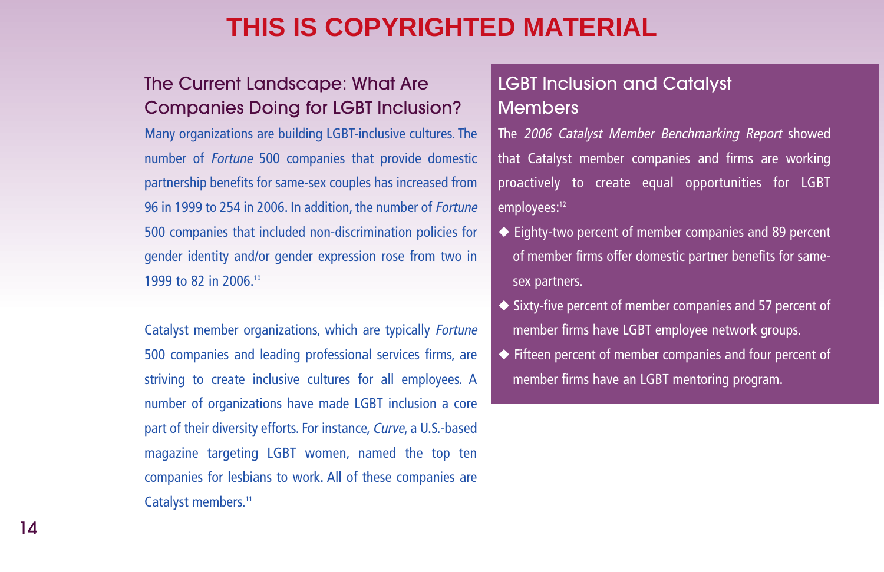## The Current Landscape: What Are Companies Doing for LGBT Inclusion?

Many organizations are building LGBT-inclusive cultures. The number of *Fortune* 500 companies that provide domestic partnership benefits for same-sex couples has increased from 96 in 1999 to 254 in 2006. In addition, the number of *Fortune* 500 companies that included non-discrimination policies for gender identity and/or gender expression rose from two in 1999 to 82 in 2006.[10]

Catalyst member organizations, which are typically *Fortune* 500 companies and leading professional services firms, are striving to create inclusive cultures for all employees. A number of organizations have made LGBT inclusion a core part of their diversity efforts. For instance, *Curve*, a U.S.-based magazine targeting LGBT women, named the top ten companies for lesbians to work. All of these companies are Catalyst members.[11]

## LGBT Inclusion and Catalyst Members

The *2006 Catalyst Member Benchmarking Report* showed that Catalyst member companies and firms are working proactively to create equal opportunities for LGBT employees:[12]

- Eighty-two percent of member companies and 89 percent of member firms offer domestic partner benefits for same-sex partners.
- Sixty-five percent of member companies and 57 percent of member firms have LGBT employee network groups.
- Fifteen percent of member companies and four percent of member firms have an LGBT mentoring program.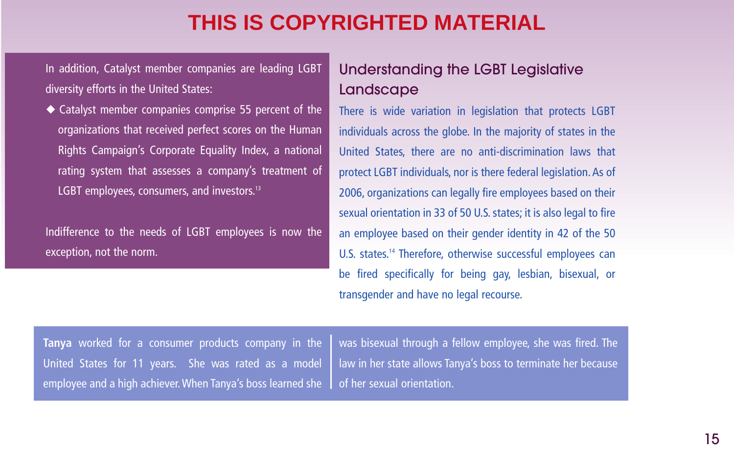THIS IS COPYRIGHTED MATERIAL

In addition, Catalyst member companies are leading LGBT diversity efforts in the United States:

- Catalyst member companies comprise 55 percent of the organizations that received perfect scores on the Human Rights Campaign's Corporate Equality Index, a national rating system that assesses a company's treatment of LGBT employees, consumers, and investors.[13]

Indifference to the needs of LGBT employees is now the exception, not the norm.

## Understanding the LGBT Legislative Landscape

There is wide variation in legislation that protects LGBT individuals across the globe. In the majority of states in the United States, there are no anti-discrimination laws that protect LGBT individuals, nor is there federal legislation. As of 2006, organizations can legally fire employees based on their sexual orientation in 33 of 50 U.S. states; it is also legal to fire an employee based on their gender identity in 42 of the 50 U.S. states.[14] Therefore, otherwise successful employees can be fired specifically for being gay, lesbian, bisexual, or transgender and have no legal recourse.

**Tanya** worked for a consumer products company in the United States for 11 years. She was rated as a model employee and a high achiever. When Tanya's boss learned she was bisexual through a fellow employee, she was fired. The law in her state allows Tanya's boss to terminate her because of her sexual orientation.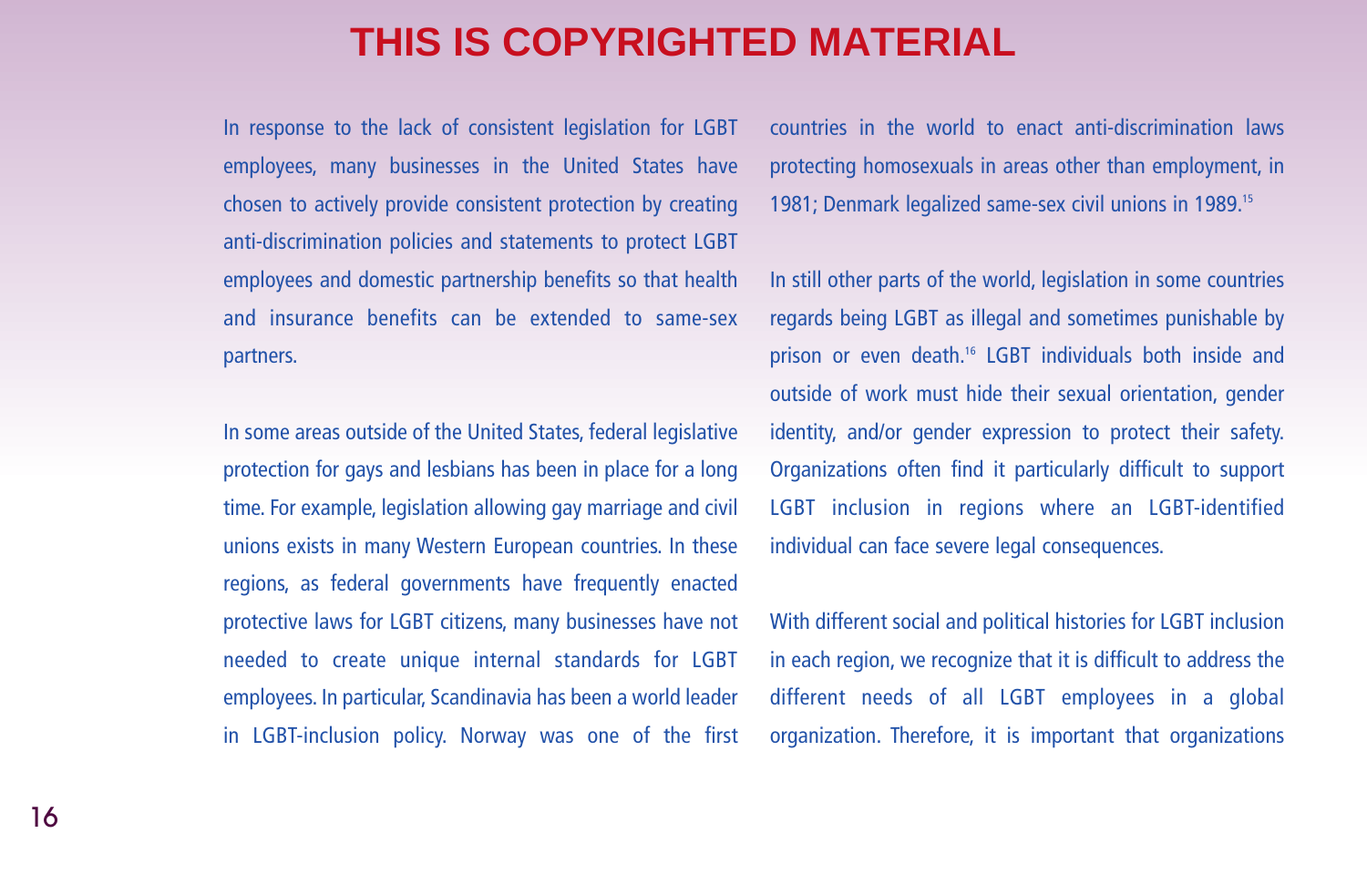In response to the lack of consistent legislation for LGBT employees, many businesses in the United States have chosen to actively provide consistent protection by creating anti-discrimination policies and statements to protect LGBT employees and domestic partnership benefits so that health and insurance benefits can be extended to same-sex partners.

In some areas outside of the United States, federal legislative protection for gays and lesbians has been in place for a long time. For example, legislation allowing gay marriage and civil unions exists in many Western European countries. In these regions, as federal governments have frequently enacted protective laws for LGBT citizens, many businesses have not needed to create unique internal standards for LGBT employees. In particular, Scandinavia has been a world leader in LGBT-inclusion policy. Norway was one of the first countries in the world to enact anti-discrimination laws protecting homosexuals in areas other than employment, in 1981; Denmark legalized same-sex civil unions in 1989.[15]

In still other parts of the world, legislation in some countries regards being LGBT as illegal and sometimes punishable by prison or even death.[16] LGBT individuals both inside and outside of work must hide their sexual orientation, gender identity, and/or gender expression to protect their safety. Organizations often find it particularly difficult to support LGBT inclusion in regions where an LGBT-identified individual can face severe legal consequences.

With different social and political histories for LGBT inclusion in each region, we recognize that it is difficult to address the different needs of all LGBT employees in a global organization. Therefore, it is important that organizations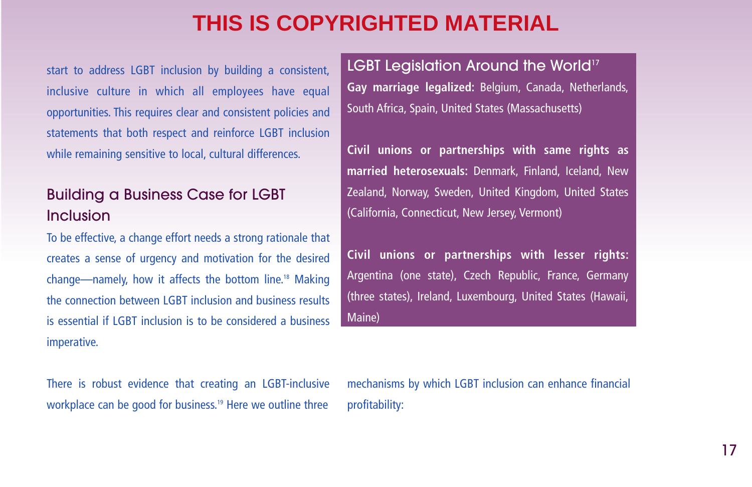THIS IS COPYRIGHTED MATERIAL

start to address LGBT inclusion by building a consistent, inclusive culture in which all employees have equal opportunities. This requires clear and consistent policies and statements that both respect and reinforce LGBT inclusion while remaining sensitive to local, cultural differences.

## Building a Business Case for LGBT Inclusion

To be effective, a change effort needs a strong rationale that creates a sense of urgency and motivation for the desired change—namely, how it affects the bottom line.[18] Making the connection between LGBT inclusion and business results is essential if LGBT inclusion is to be considered a business imperative.

### LGBT Legislation Around the World[17]

**Gay marriage legalized:** Belgium, Canada, Netherlands, South Africa, Spain, United States (Massachusetts)

**Civil unions or partnerships with same rights as married heterosexuals:** Denmark, Finland, Iceland, New Zealand, Norway, Sweden, United Kingdom, United States (California, Connecticut, New Jersey, Vermont)

**Civil unions or partnerships with lesser rights:** Argentina (one state), Czech Republic, France, Germany (three states), Ireland, Luxembourg, United States (Hawaii, Maine)

There is robust evidence that creating an LGBT-inclusive workplace can be good for business.[19] Here we outline three mechanisms by which LGBT inclusion can enhance financial profitability: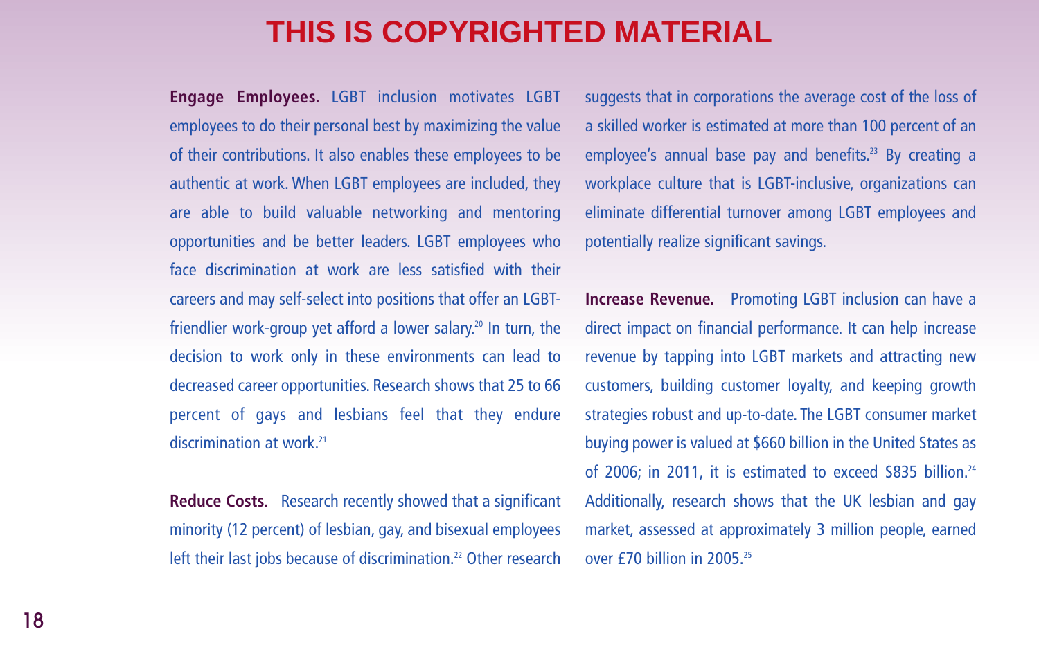THIS IS COPYRIGHTED MATERIAL

**Engage Employees.** LGBT inclusion motivates LGBT employees to do their personal best by maximizing the value of their contributions. It also enables these employees to be authentic at work. When LGBT employees are included, they are able to build valuable networking and mentoring opportunities and be better leaders. LGBT employees who face discrimination at work are less satisfied with their careers and may self-select into positions that offer an LGBT-friendlier work-group yet afford a lower salary.[20] In turn, the decision to work only in these environments can lead to decreased career opportunities. Research shows that 25 to 66 percent of gays and lesbians feel that they endure discrimination at work.[21]

**Reduce Costs.** Research recently showed that a significant minority (12 percent) of lesbian, gay, and bisexual employees left their last jobs because of discrimination.[22] Other research suggests that in corporations the average cost of the loss of a skilled worker is estimated at more than 100 percent of an employee's annual base pay and benefits.[23] By creating a workplace culture that is LGBT-inclusive, organizations can eliminate differential turnover among LGBT employees and potentially realize significant savings.

**Increase Revenue.** Promoting LGBT inclusion can have a direct impact on financial performance. It can help increase revenue by tapping into LGBT markets and attracting new customers, building customer loyalty, and keeping growth strategies robust and up-to-date. The LGBT consumer market buying power is valued at $660 billion in the United States as of 2006; in 2011, it is estimated to exceed $835 billion.[24] Additionally, research shows that the UK lesbian and gay market, assessed at approximately 3 million people, earned over £70 billion in 2005.[25]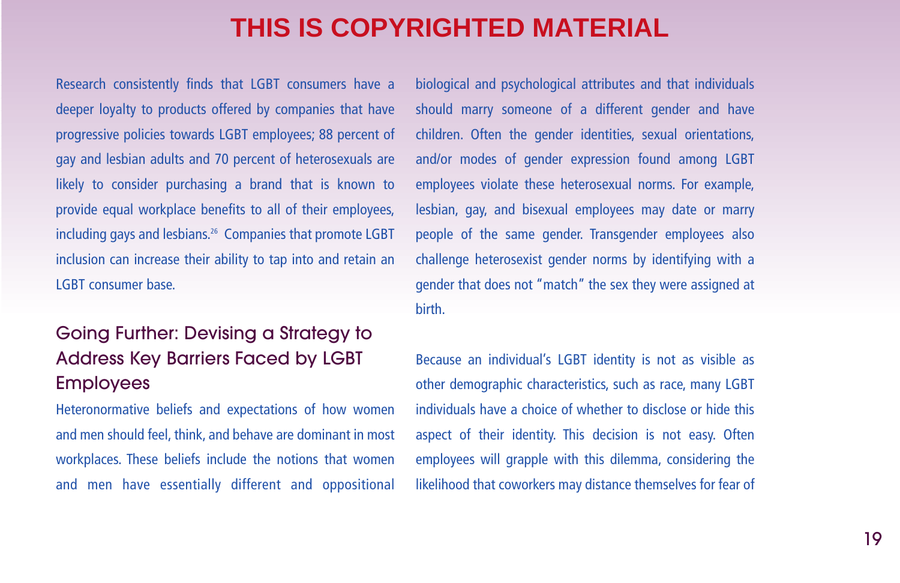THIS IS COPYRIGHTED MATERIAL

Research consistently finds that LGBT consumers have a deeper loyalty to products offered by companies that have progressive policies towards LGBT employees; 88 percent of gay and lesbian adults and 70 percent of heterosexuals are likely to consider purchasing a brand that is known to provide equal workplace benefits to all of their employees, including gays and lesbians.[26] Companies that promote LGBT inclusion can increase their ability to tap into and retain an LGBT consumer base.

## Going Further: Devising a Strategy to Address Key Barriers Faced by LGBT Employees

Heteronormative beliefs and expectations of how women and men should feel, think, and behave are dominant in most workplaces. These beliefs include the notions that women and men have essentially different and oppositional biological and psychological attributes and that individuals should marry someone of a different gender and have children. Often the gender identities, sexual orientations, and/or modes of gender expression found among LGBT employees violate these heterosexual norms. For example, lesbian, gay, and bisexual employees may date or marry people of the same gender. Transgender employees also challenge heterosexist gender norms by identifying with a gender that does not "match" the sex they were assigned at birth.

Because an individual's LGBT identity is not as visible as other demographic characteristics, such as race, many LGBT individuals have a choice of whether to disclose or hide this aspect of their identity. This decision is not easy. Often employees will grapple with this dilemma, considering the likelihood that coworkers may distance themselves for fear of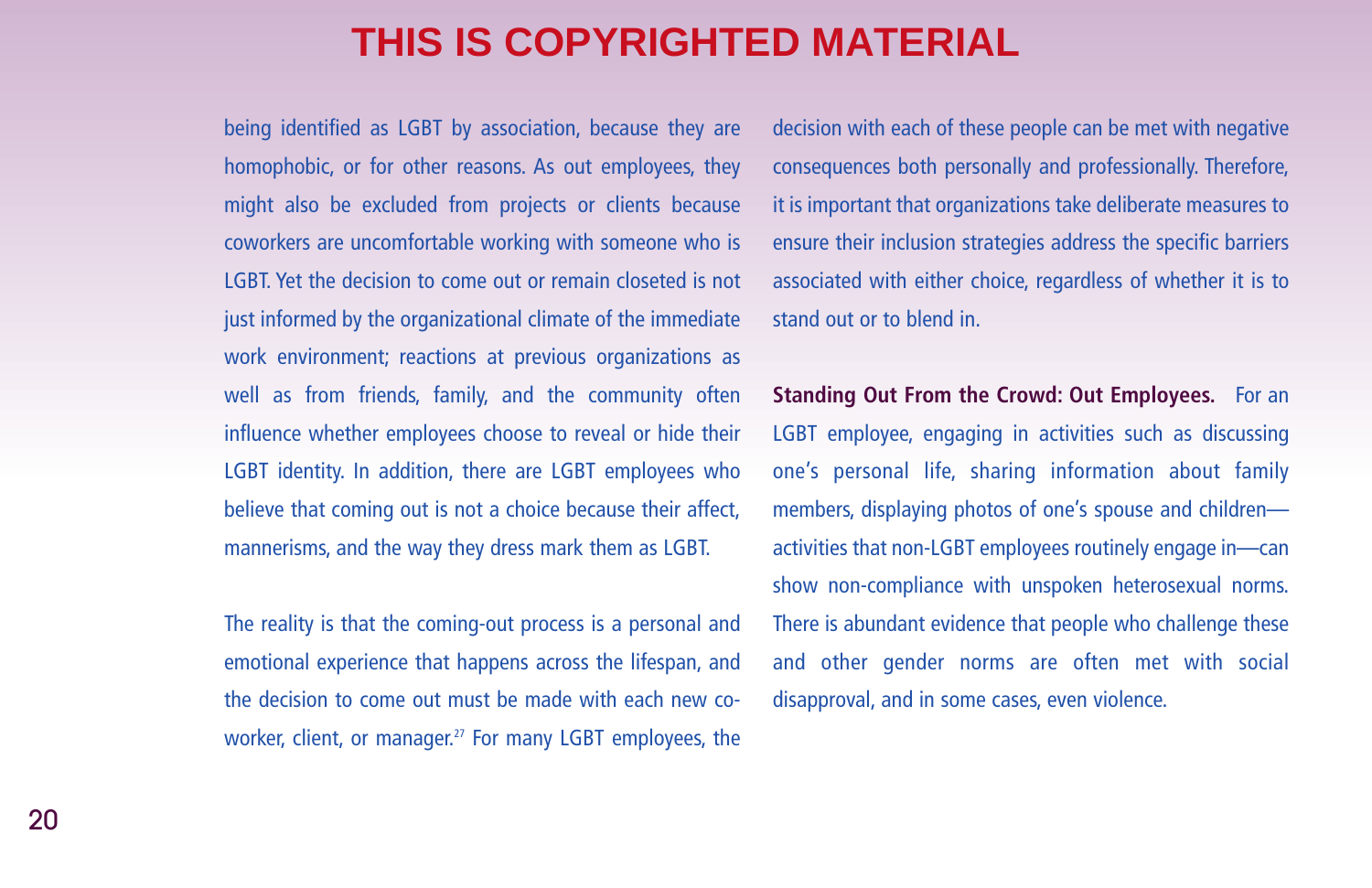being identified as LGBT by association, because they are homophobic, or for other reasons. As out employees, they might also be excluded from projects or clients because coworkers are uncomfortable working with someone who is LGBT. Yet the decision to come out or remain closeted is not just informed by the organizational climate of the immediate work environment; reactions at previous organizations as well as from friends, family, and the community often influence whether employees choose to reveal or hide their LGBT identity. In addition, there are LGBT employees who believe that coming out is not a choice because their affect, mannerisms, and the way they dress mark them as LGBT.

The reality is that the coming-out process is a personal and emotional experience that happens across the lifespan, and the decision to come out must be made with each new co-worker, client, or manager.[27] For many LGBT employees, the decision with each of these people can be met with negative consequences both personally and professionally. Therefore, it is important that organizations take deliberate measures to ensure their inclusion strategies address the specific barriers associated with either choice, regardless of whether it is to stand out or to blend in.

**Standing Out From the Crowd: Out Employees.** For an LGBT employee, engaging in activities such as discussing one's personal life, sharing information about family members, displaying photos of one's spouse and children—activities that non-LGBT employees routinely engage in—can show non-compliance with unspoken heterosexual norms. There is abundant evidence that people who challenge these and other gender norms are often met with social disapproval, and in some cases, even violence.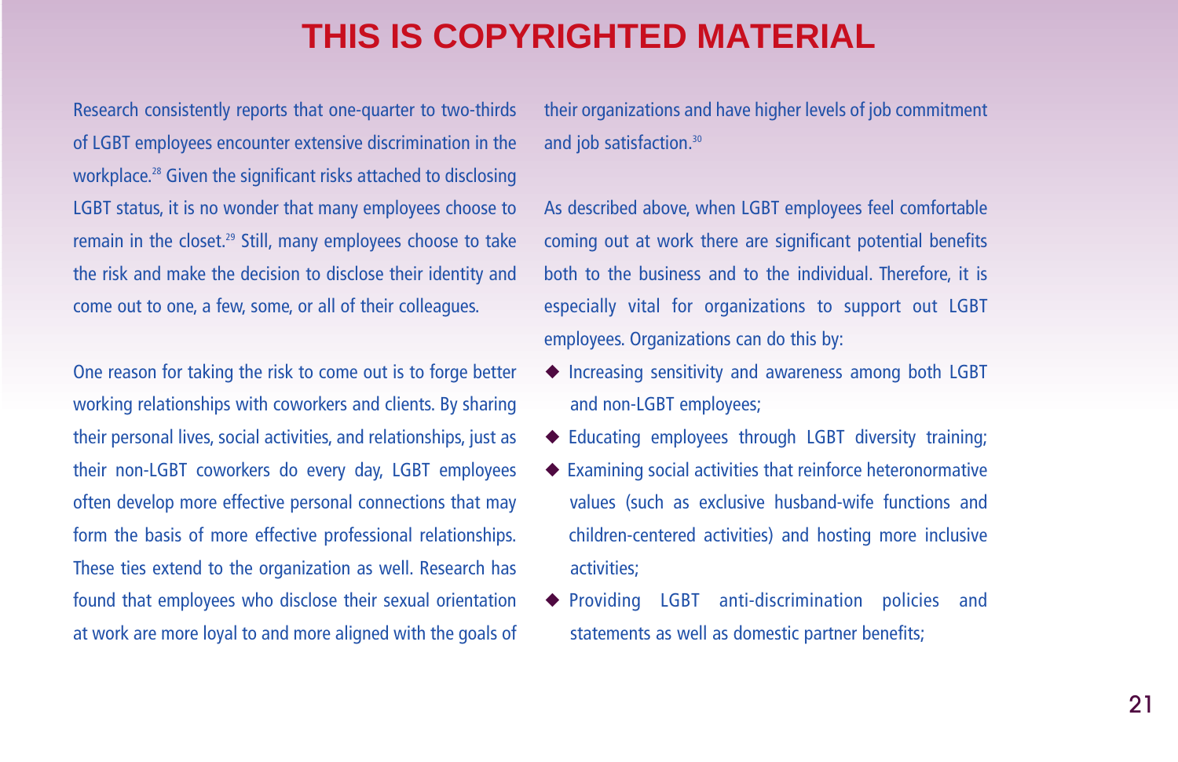THIS IS COPYRIGHTED MATERIAL

Research consistently reports that one-quarter to two-thirds of LGBT employees encounter extensive discrimination in the workplace.[28] Given the significant risks attached to disclosing LGBT status, it is no wonder that many employees choose to remain in the closet.[29] Still, many employees choose to take the risk and make the decision to disclose their identity and come out to one, a few, some, or all of their colleagues.

One reason for taking the risk to come out is to forge better working relationships with coworkers and clients. By sharing their personal lives, social activities, and relationships, just as their non-LGBT coworkers do every day, LGBT employees often develop more effective personal connections that may form the basis of more effective professional relationships. These ties extend to the organization as well. Research has found that employees who disclose their sexual orientation at work are more loyal to and more aligned with the goals of their organizations and have higher levels of job commitment and job satisfaction.[30]

As described above, when LGBT employees feel comfortable coming out at work there are significant potential benefits both to the business and to the individual. Therefore, it is especially vital for organizations to support out LGBT employees. Organizations can do this by:

- Increasing sensitivity and awareness among both LGBT and non-LGBT employees;
- Educating employees through LGBT diversity training;
- Examining social activities that reinforce heteronormative values (such as exclusive husband-wife functions and children-centered activities) and hosting more inclusive activities;
- Providing LGBT anti-discrimination policies and statements as well as domestic partner benefits;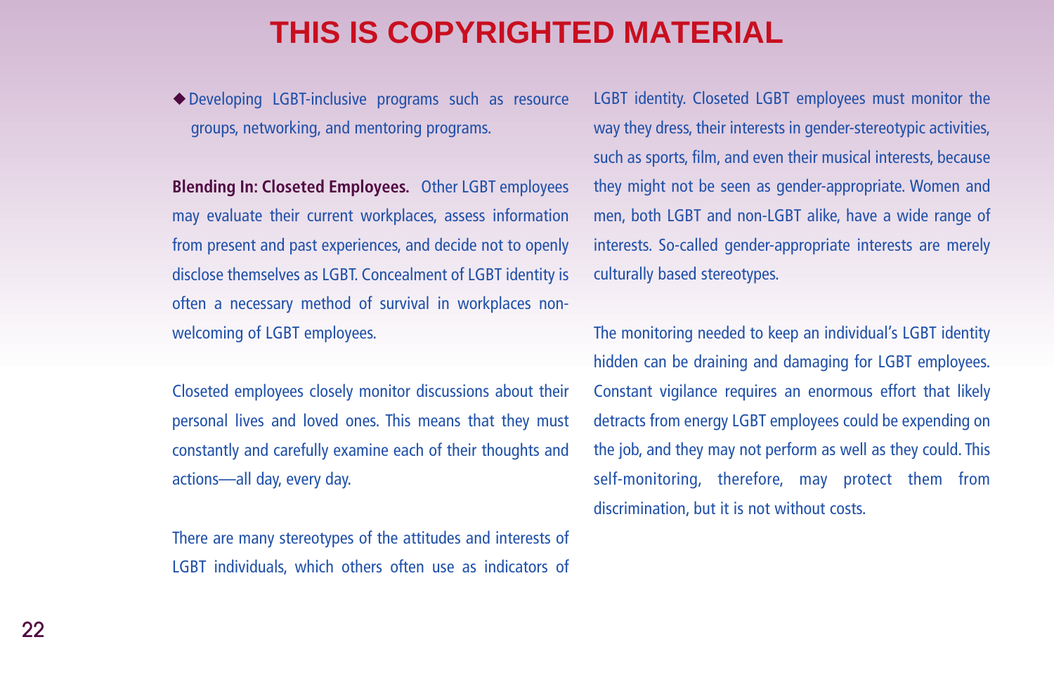THIS IS COPYRIGHTED MATERIAL

- Developing LGBT-inclusive programs such as resource groups, networking, and mentoring programs.

**Blending In: Closeted Employees.** Other LGBT employees may evaluate their current workplaces, assess information from present and past experiences, and decide not to openly disclose themselves as LGBT. Concealment of LGBT identity is often a necessary method of survival in workplaces non-welcoming of LGBT employees.

Closeted employees closely monitor discussions about their personal lives and loved ones. This means that they must constantly and carefully examine each of their thoughts and actions—all day, every day.

There are many stereotypes of the attitudes and interests of LGBT individuals, which others often use as indicators of LGBT identity. Closeted LGBT employees must monitor the way they dress, their interests in gender-stereotypic activities, such as sports, film, and even their musical interests, because they might not be seen as gender-appropriate. Women and men, both LGBT and non-LGBT alike, have a wide range of interests. So-called gender-appropriate interests are merely culturally based stereotypes.

The monitoring needed to keep an individual's LGBT identity hidden can be draining and damaging for LGBT employees. Constant vigilance requires an enormous effort that likely detracts from energy LGBT employees could be expending on the job, and they may not perform as well as they could. This self-monitoring, therefore, may protect them from discrimination, but it is not without costs.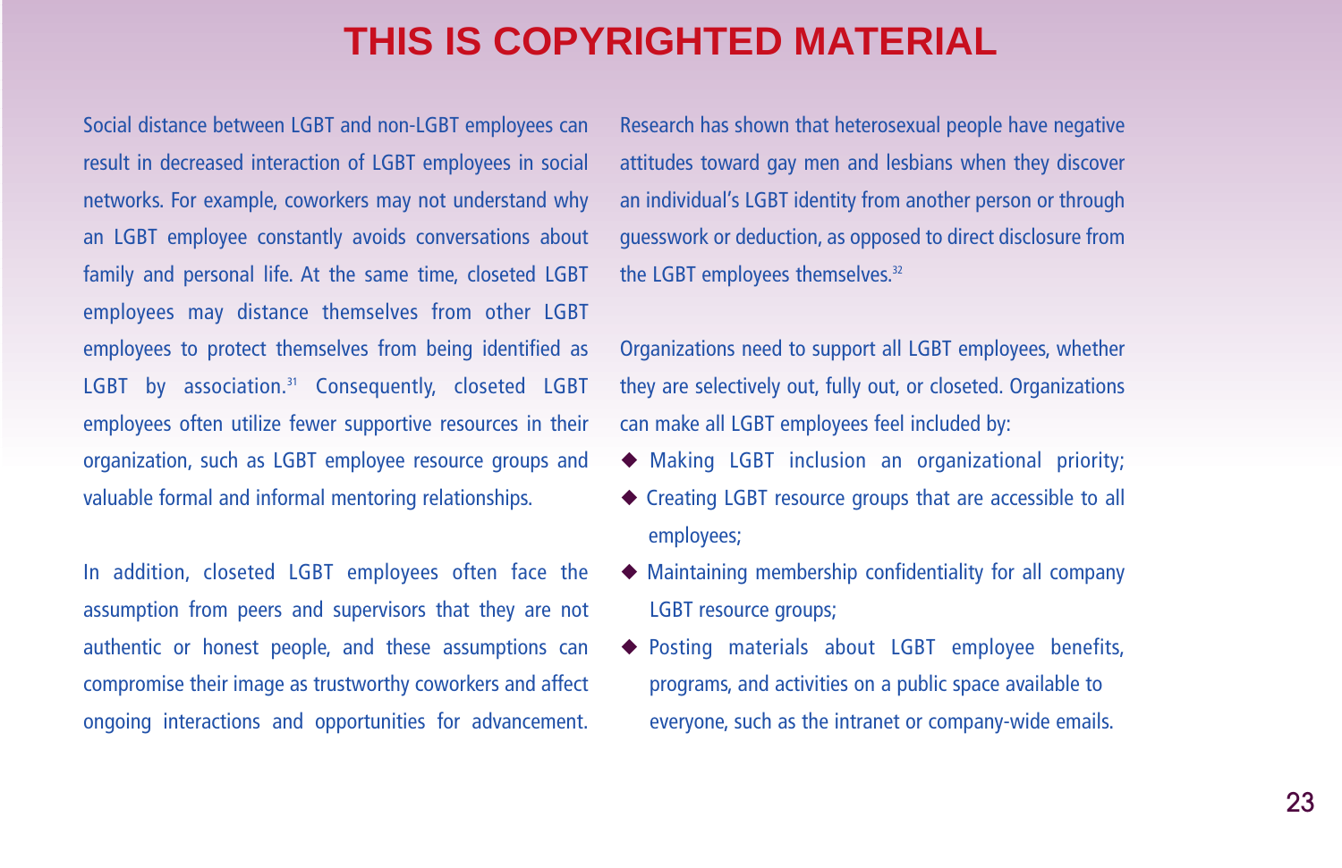# THIS IS COPYRIGHTED MATERIAL

Social distance between LGBT and non-LGBT employees can result in decreased interaction of LGBT employees in social networks. For example, coworkers may not understand why an LGBT employee constantly avoids conversations about family and personal life. At the same time, closeted LGBT employees may distance themselves from other LGBT employees to protect themselves from being identified as LGBT by association.[31] Consequently, closeted LGBT employees often utilize fewer supportive resources in their organization, such as LGBT employee resource groups and valuable formal and informal mentoring relationships.

In addition, closeted LGBT employees often face the assumption from peers and supervisors that they are not authentic or honest people, and these assumptions can compromise their image as trustworthy coworkers and affect ongoing interactions and opportunities for advancement.

Research has shown that heterosexual people have negative attitudes toward gay men and lesbians when they discover an individual's LGBT identity from another person or through guesswork or deduction, as opposed to direct disclosure from the LGBT employees themselves.[32]

Organizations need to support all LGBT employees, whether they are selectively out, fully out, or closeted. Organizations can make all LGBT employees feel included by:

- Making LGBT inclusion an organizational priority;
- Creating LGBT resource groups that are accessible to all employees;
- Maintaining membership confidentiality for all company LGBT resource groups;
- Posting materials about LGBT employee benefits, programs, and activities on a public space available to everyone, such as the intranet or company-wide emails.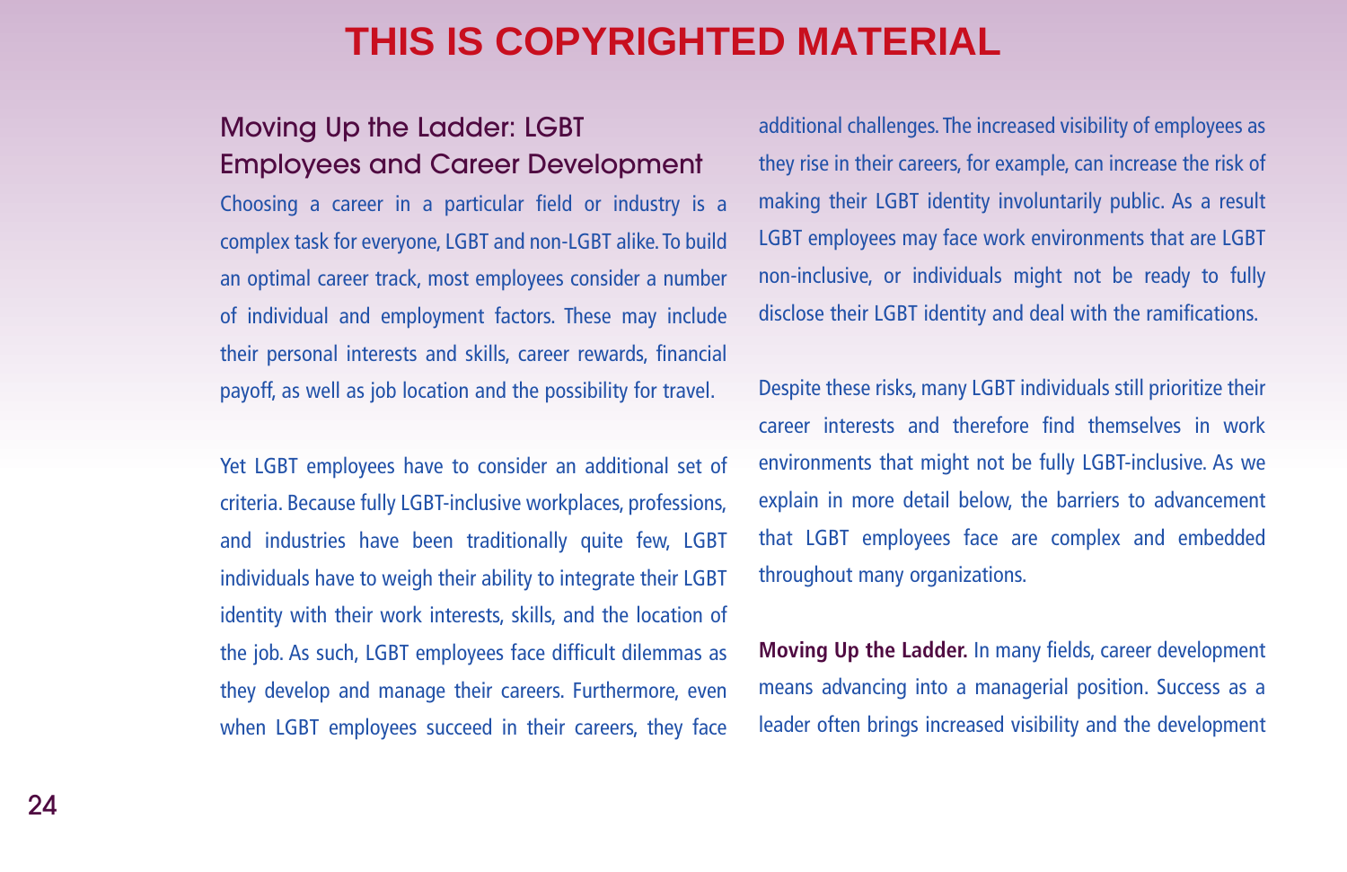THIS IS COPYRIGHTED MATERIAL

## Moving Up the Ladder: LGBT Employees and Career Development

Choosing a career in a particular field or industry is a complex task for everyone, LGBT and non-LGBT alike. To build an optimal career track, most employees consider a number of individual and employment factors. These may include their personal interests and skills, career rewards, financial payoff, as well as job location and the possibility for travel.

Yet LGBT employees have to consider an additional set of criteria. Because fully LGBT-inclusive workplaces, professions, and industries have been traditionally quite few, LGBT individuals have to weigh their ability to integrate their LGBT identity with their work interests, skills, and the location of the job. As such, LGBT employees face difficult dilemmas as they develop and manage their careers. Furthermore, even when LGBT employees succeed in their careers, they face additional challenges. The increased visibility of employees as they rise in their careers, for example, can increase the risk of making their LGBT identity involuntarily public. As a result LGBT employees may face work environments that are LGBT non-inclusive, or individuals might not be ready to fully disclose their LGBT identity and deal with the ramifications.

Despite these risks, many LGBT individuals still prioritize their career interests and therefore find themselves in work environments that might not be fully LGBT-inclusive. As we explain in more detail below, the barriers to advancement that LGBT employees face are complex and embedded throughout many organizations.

**Moving Up the Ladder.** In many fields, career development means advancing into a managerial position. Success as a leader often brings increased visibility and the development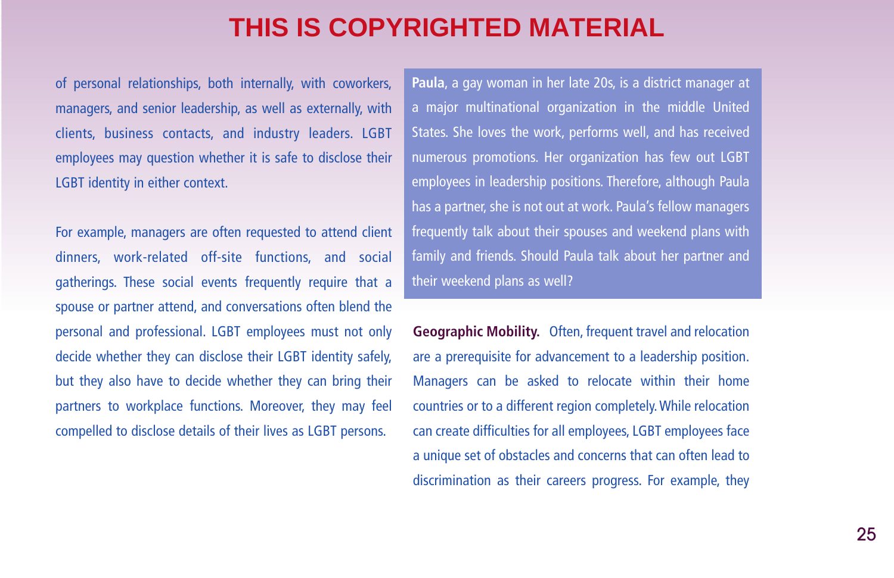of personal relationships, both internally, with coworkers, managers, and senior leadership, as well as externally, with clients, business contacts, and industry leaders. LGBT employees may question whether it is safe to disclose their LGBT identity in either context.

For example, managers are often requested to attend client dinners, work-related off-site functions, and social gatherings. These social events frequently require that a spouse or partner attend, and conversations often blend the personal and professional. LGBT employees must not only decide whether they can disclose their LGBT identity safely, but they also have to decide whether they can bring their partners to workplace functions. Moreover, they may feel compelled to disclose details of their lives as LGBT persons.

**Paula**, a gay woman in her late 20s, is a district manager at a major multinational organization in the middle United States. She loves the work, performs well, and has received numerous promotions. Her organization has few out LGBT employees in leadership positions. Therefore, although Paula has a partner, she is not out at work. Paula's fellow managers frequently talk about their spouses and weekend plans with family and friends. Should Paula talk about her partner and their weekend plans as well?

**Geographic Mobility.** Often, frequent travel and relocation are a prerequisite for advancement to a leadership position. Managers can be asked to relocate within their home countries or to a different region completely. While relocation can create difficulties for all employees, LGBT employees face a unique set of obstacles and concerns that can often lead to discrimination as their careers progress. For example, they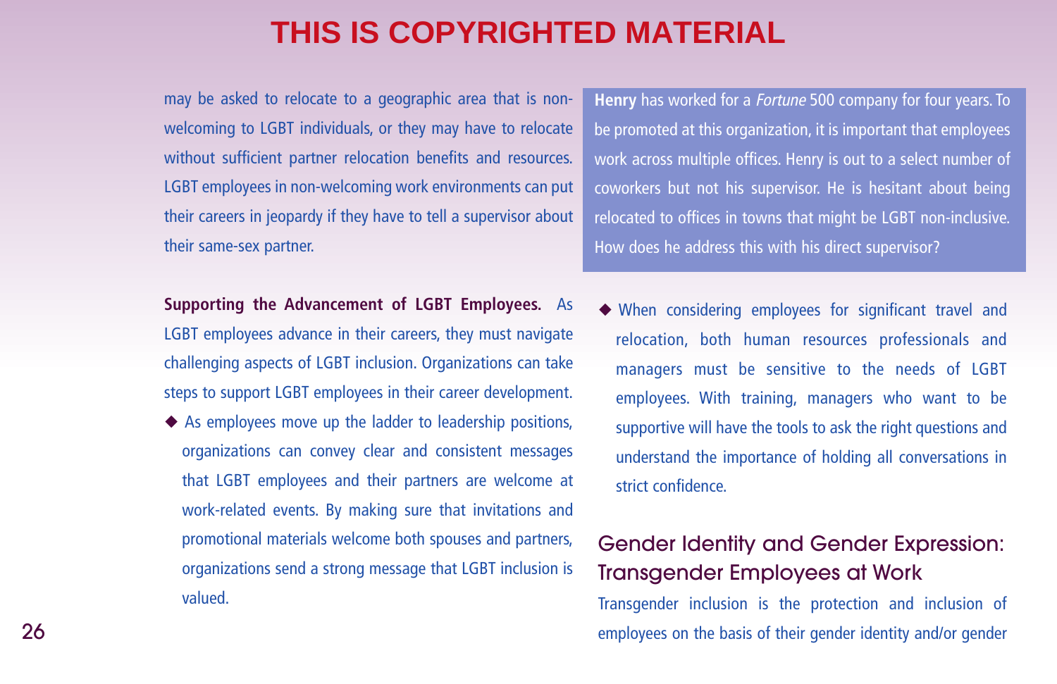THIS IS COPYRIGHTED MATERIAL

may be asked to relocate to a geographic area that is non-welcoming to LGBT individuals, or they may have to relocate without sufficient partner relocation benefits and resources. LGBT employees in non-welcoming work environments can put their careers in jeopardy if they have to tell a supervisor about their same-sex partner.

**Supporting the Advancement of LGBT Employees.** As LGBT employees advance in their careers, they must navigate challenging aspects of LGBT inclusion. Organizations can take steps to support LGBT employees in their career development.

- As employees move up the ladder to leadership positions, organizations can convey clear and consistent messages that LGBT employees and their partners are welcome at work-related events. By making sure that invitations and promotional materials welcome both spouses and partners, organizations send a strong message that LGBT inclusion is valued.

**Henry** has worked for a *Fortune* 500 company for four years. To be promoted at this organization, it is important that employees work across multiple offices. Henry is out to a select number of coworkers but not his supervisor. He is hesitant about being relocated to offices in towns that might be LGBT non-inclusive. How does he address this with his direct supervisor?

- When considering employees for significant travel and relocation, both human resources professionals and managers must be sensitive to the needs of LGBT employees. With training, managers who want to be supportive will have the tools to ask the right questions and understand the importance of holding all conversations in strict confidence.

## Gender Identity and Gender Expression: Transgender Employees at Work

Transgender inclusion is the protection and inclusion of employees on the basis of their gender identity and/or gender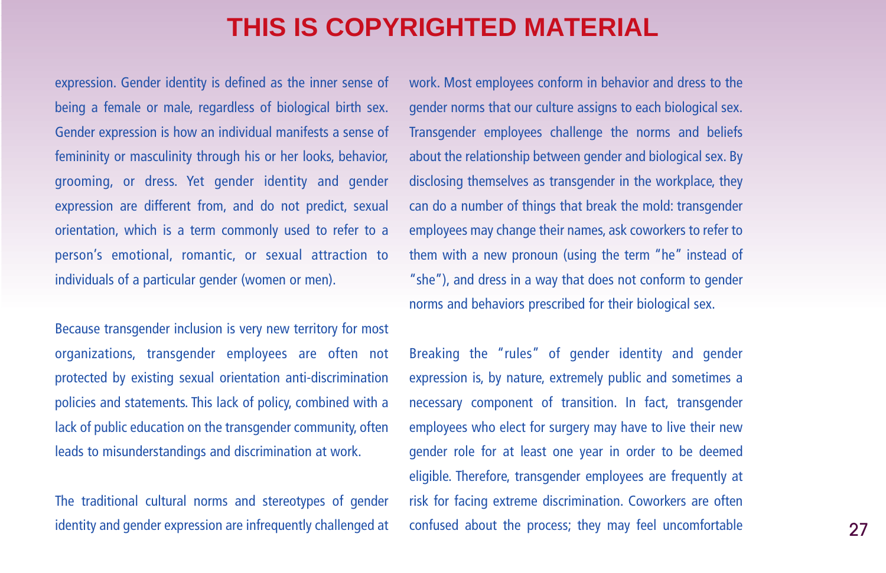expression. Gender identity is defined as the inner sense of being a female or male, regardless of biological birth sex. Gender expression is how an individual manifests a sense of femininity or masculinity through his or her looks, behavior, grooming, or dress. Yet gender identity and gender expression are different from, and do not predict, sexual orientation, which is a term commonly used to refer to a person's emotional, romantic, or sexual attraction to individuals of a particular gender (women or men).

Because transgender inclusion is very new territory for most organizations, transgender employees are often not protected by existing sexual orientation anti-discrimination policies and statements. This lack of policy, combined with a lack of public education on the transgender community, often leads to misunderstandings and discrimination at work.

The traditional cultural norms and stereotypes of gender identity and gender expression are infrequently challenged at work. Most employees conform in behavior and dress to the gender norms that our culture assigns to each biological sex. Transgender employees challenge the norms and beliefs about the relationship between gender and biological sex. By disclosing themselves as transgender in the workplace, they can do a number of things that break the mold: transgender employees may change their names, ask coworkers to refer to them with a new pronoun (using the term "he" instead of "she"), and dress in a way that does not conform to gender norms and behaviors prescribed for their biological sex.

Breaking the "rules" of gender identity and gender expression is, by nature, extremely public and sometimes a necessary component of transition. In fact, transgender employees who elect for surgery may have to live their new gender role for at least one year in order to be deemed eligible. Therefore, transgender employees are frequently at risk for facing extreme discrimination. Coworkers are often confused about the process; they may feel uncomfortable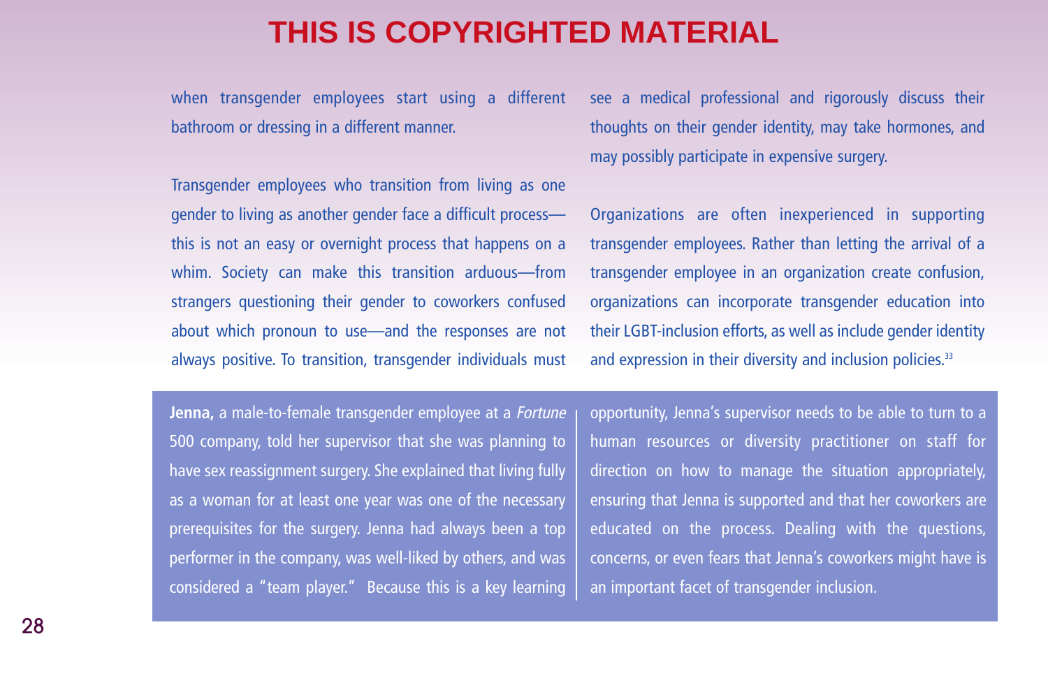# THIS IS COPYRIGHTED MATERIAL

when transgender employees start using a different bathroom or dressing in a different manner.

Transgender employees who transition from living as one gender to living as another gender face a difficult process—this is not an easy or overnight process that happens on a whim. Society can make this transition arduous—from strangers questioning their gender to coworkers confused about which pronoun to use—and the responses are not always positive. To transition, transgender individuals must see a medical professional and rigorously discuss their thoughts on their gender identity, may take hormones, and may possibly participate in expensive surgery.

Organizations are often inexperienced in supporting transgender employees. Rather than letting the arrival of a transgender employee in an organization create confusion, organizations can incorporate transgender education into their LGBT-inclusion efforts, as well as include gender identity and expression in their diversity and inclusion policies.[33]

**Jenna,** a male-to-female transgender employee at a *Fortune* 500 company, told her supervisor that she was planning to have sex reassignment surgery. She explained that living fully as a woman for at least one year was one of the necessary prerequisites for the surgery. Jenna had always been a top performer in the company, was well-liked by others, and was considered a "team player." Because this is a key learning opportunity, Jenna's supervisor needs to be able to turn to a human resources or diversity practitioner on staff for direction on how to manage the situation appropriately, ensuring that Jenna is supported and that her coworkers are educated on the process. Dealing with the questions, concerns, or even fears that Jenna's coworkers might have is an important facet of transgender inclusion.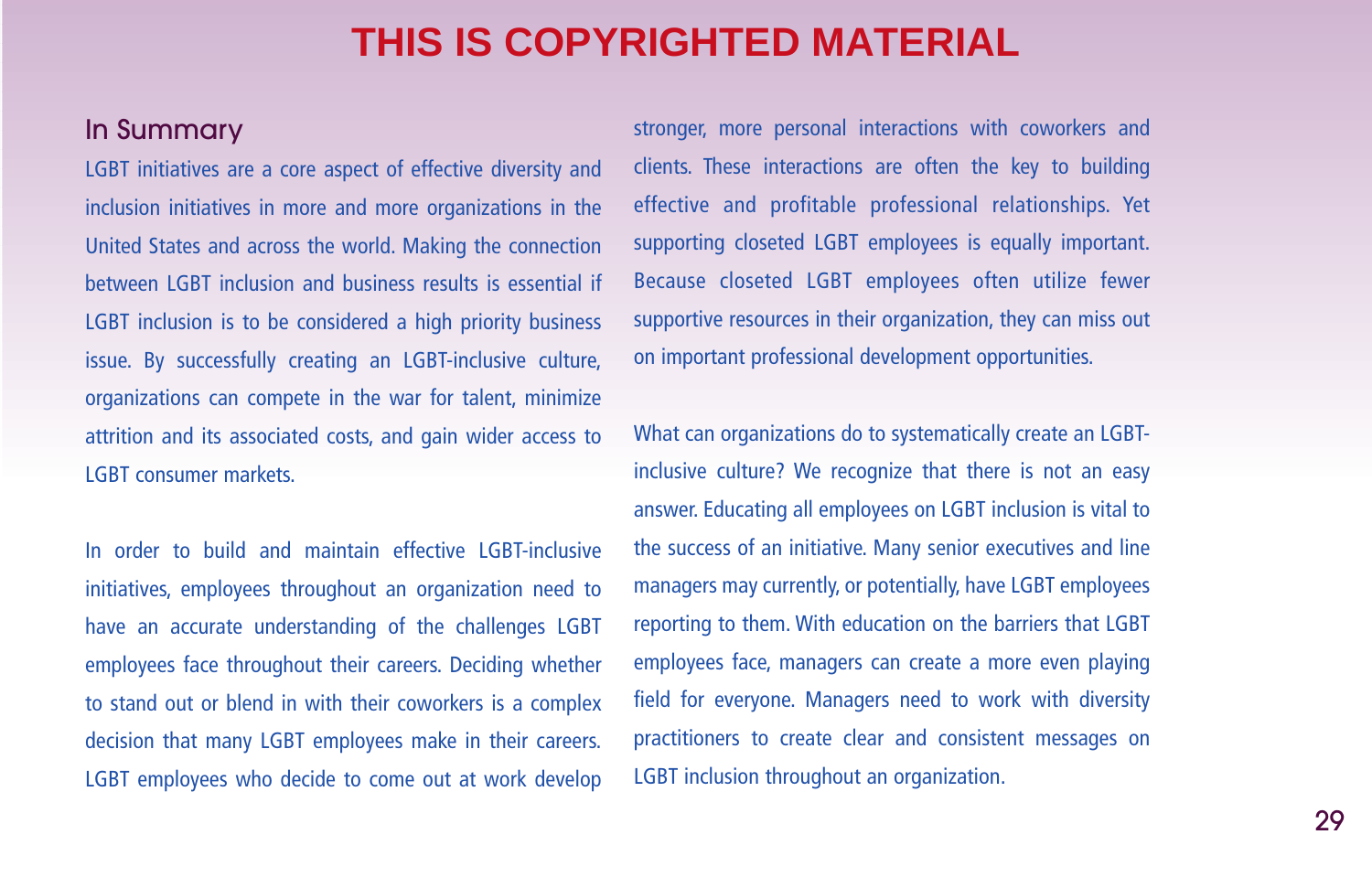THIS IS COPYRIGHTED MATERIAL

## In Summary

LGBT initiatives are a core aspect of effective diversity and inclusion initiatives in more and more organizations in the United States and across the world. Making the connection between LGBT inclusion and business results is essential if LGBT inclusion is to be considered a high priority business issue. By successfully creating an LGBT-inclusive culture, organizations can compete in the war for talent, minimize attrition and its associated costs, and gain wider access to LGBT consumer markets.

In order to build and maintain effective LGBT-inclusive initiatives, employees throughout an organization need to have an accurate understanding of the challenges LGBT employees face throughout their careers. Deciding whether to stand out or blend in with their coworkers is a complex decision that many LGBT employees make in their careers. LGBT employees who decide to come out at work develop stronger, more personal interactions with coworkers and clients. These interactions are often the key to building effective and profitable professional relationships. Yet supporting closeted LGBT employees is equally important. Because closeted LGBT employees often utilize fewer supportive resources in their organization, they can miss out on important professional development opportunities.

What can organizations do to systematically create an LGBT-inclusive culture? We recognize that there is not an easy answer. Educating all employees on LGBT inclusion is vital to the success of an initiative. Many senior executives and line managers may currently, or potentially, have LGBT employees reporting to them. With education on the barriers that LGBT employees face, managers can create a more even playing field for everyone. Managers need to work with diversity practitioners to create clear and consistent messages on LGBT inclusion throughout an organization.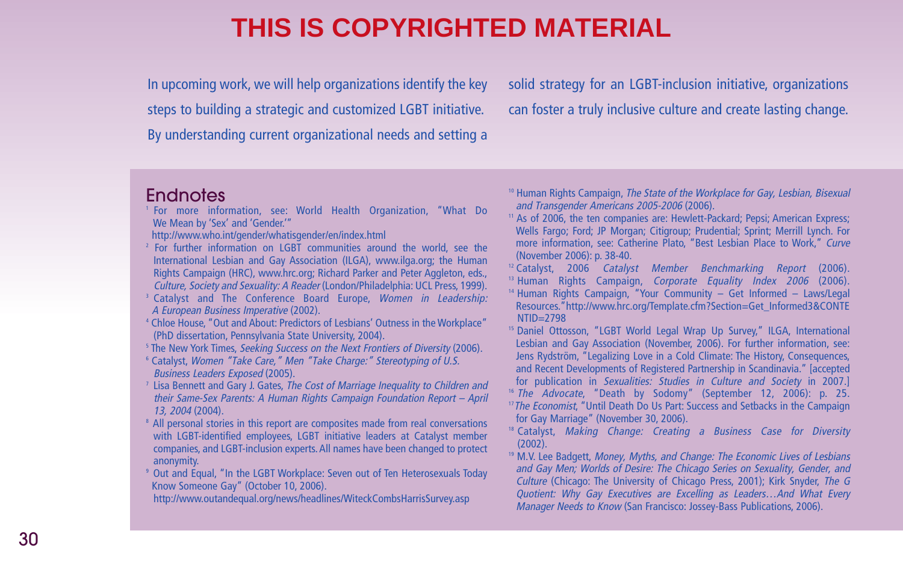THIS IS COPYRIGHTED MATERIAL

In upcoming work, we will help organizations identify the key steps to building a strategic and customized LGBT initiative. By understanding current organizational needs and setting a solid strategy for an LGBT-inclusion initiative, organizations can foster a truly inclusive culture and create lasting change.

## Endnotes

[1] For more information, see: World Health Organization, "What Do We Mean by 'Sex' and 'Gender.'" http://www.who.int/gender/whatisgender/en/index.html

[2] For further information on LGBT communities around the world, see the International Lesbian and Gay Association (ILGA), www.ilga.org; the Human Rights Campaign (HRC), www.hrc.org; Richard Parker and Peter Aggleton, eds., *Culture, Society and Sexuality: A Reader* (London/Philadelphia: UCL Press, 1999).

[3] Catalyst and The Conference Board Europe, *Women in Leadership: A European Business Imperative* (2002).

[4] Chloe House, "Out and About: Predictors of Lesbians' Outness in the Workplace" (PhD dissertation, Pennsylvania State University, 2004).

[5] The New York Times, *Seeking Success on the Next Frontiers of Diversity* (2006).

[6] Catalyst, *Women "Take Care," Men "Take Charge:" Stereotyping of U.S. Business Leaders Exposed* (2005).

[7] Lisa Bennett and Gary J. Gates, *The Cost of Marriage Inequality to Children and their Same-Sex Parents: A Human Rights Campaign Foundation Report – April 13, 2004* (2004).

[8] All personal stories in this report are composites made from real conversations with LGBT-identified employees, LGBT initiative leaders at Catalyst member companies, and LGBT-inclusion experts. All names have been changed to protect anonymity.

[9] Out and Equal, "In the LGBT Workplace: Seven out of Ten Heterosexuals Today Know Someone Gay" (October 10, 2006). http://www.outandequal.org/news/headlines/WiteckCombsHarrisSurvey.asp

[10] Human Rights Campaign, *The State of the Workplace for Gay, Lesbian, Bisexual and Transgender Americans 2005-2006* (2006).

[11] As of 2006, the ten companies are: Hewlett-Packard; Pepsi; American Express; Wells Fargo; Ford; JP Morgan; Citigroup; Prudential; Sprint; Merrill Lynch. For more information, see: Catherine Plato, "Best Lesbian Place to Work," *Curve* (November 2006): p. 38-40.

[12] Catalyst, 2006 *Catalyst Member Benchmarking Report* (2006).

[13] Human Rights Campaign, *Corporate Equality Index 2006* (2006).

[14] Human Rights Campaign, "Your Community – Get Informed – Laws/Legal Resources." http://www.hrc.org/Template.cfm?Section=Get_Informed3&CONTENTID=2798

[15] Daniel Ottosson, "LGBT World Legal Wrap Up Survey," ILGA, International Lesbian and Gay Association (November, 2006). For further information, see: Jens Rydström, "Legalizing Love in a Cold Climate: The History, Consequences, and Recent Developments of Registered Partnership in Scandinavia." [accepted for publication in *Sexualities: Studies in Culture and Society* in 2007.]

[16] *The Advocate*, "Death by Sodomy" (September 12, 2006): p. 25.

[17] *The Economist*, "Until Death Do Us Part: Success and Setbacks in the Campaign for Gay Marriage" (November 30, 2006).

[18] Catalyst, *Making Change: Creating a Business Case for Diversity* (2002).

[19] M.V. Lee Badgett, *Money, Myths, and Change: The Economic Lives of Lesbians and Gay Men; Worlds of Desire: The Chicago Series on Sexuality, Gender, and Culture* (Chicago: The University of Chicago Press, 2001); Kirk Snyder, *The G Quotient: Why Gay Executives are Excelling as Leaders…And What Every Manager Needs to Know* (San Francisco: Jossey-Bass Publications, 2006).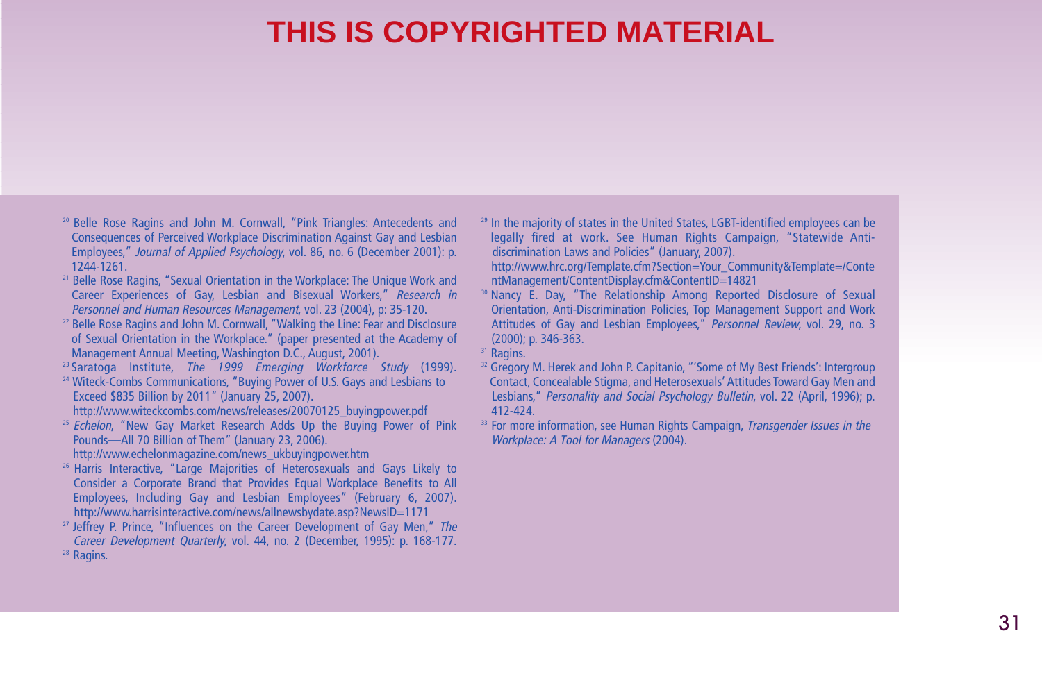# THIS IS COPYRIGHTED MATERIAL

[20] Belle Rose Ragins and John M. Cornwall, "Pink Triangles: Antecedents and Consequences of Perceived Workplace Discrimination Against Gay and Lesbian Employees," *Journal of Applied Psychology*, vol. 86, no. 6 (December 2001): p. 1244-1261.

[21] Belle Rose Ragins, "Sexual Orientation in the Workplace: The Unique Work and Career Experiences of Gay, Lesbian and Bisexual Workers," *Research in Personnel and Human Resources Management*, vol. 23 (2004), p: 35-120.

[22] Belle Rose Ragins and John M. Cornwall, "Walking the Line: Fear and Disclosure of Sexual Orientation in the Workplace." (paper presented at the Academy of Management Annual Meeting, Washington D.C., August, 2001).

[23] Saratoga Institute, *The 1999 Emerging Workforce Study* (1999).

[24] Witeck-Combs Communications, "Buying Power of U.S. Gays and Lesbians to Exceed $835 Billion by 2011" (January 25, 2007). http://www.witeckcombs.com/news/releases/20070125_buyingpower.pdf

[25] *Echelon*, "New Gay Market Research Adds Up the Buying Power of Pink Pounds—All 70 Billion of Them" (January 23, 2006). http://www.echelonmagazine.com/news_ukbuyingpower.htm

[26] Harris Interactive, "Large Majorities of Heterosexuals and Gays Likely to Consider a Corporate Brand that Provides Equal Workplace Benefits to All Employees, Including Gay and Lesbian Employees" (February 6, 2007). http://www.harrisinteractive.com/news/allnewsbydate.asp?NewsID=1171

[27] Jeffrey P. Prince, "Influences on the Career Development of Gay Men," *The Career Development Quarterly*, vol. 44, no. 2 (December, 1995): p. 168-177.

[28] Ragins.

[29] In the majority of states in the United States, LGBT-identified employees can be legally fired at work. See Human Rights Campaign, "Statewide Anti-discrimination Laws and Policies" (January, 2007). http://www.hrc.org/Template.cfm?Section=Your_Community&Template=/ContentManagement/ContentDisplay.cfm&ContentID=14821

[30] Nancy E. Day, "The Relationship Among Reported Disclosure of Sexual Orientation, Anti-Discrimination Policies, Top Management Support and Work Attitudes of Gay and Lesbian Employees," *Personnel Review*, vol. 29, no. 3 (2000); p. 346-363.

[31] Ragins.

[32] Gregory M. Herek and John P. Capitanio, "'Some of My Best Friends': Intergroup Contact, Concealable Stigma, and Heterosexuals' Attitudes Toward Gay Men and Lesbians," *Personality and Social Psychology Bulletin*, vol. 22 (April, 1996); p. 412-424.

[33] For more information, see Human Rights Campaign, *Transgender Issues in the Workplace: A Tool for Managers* (2004).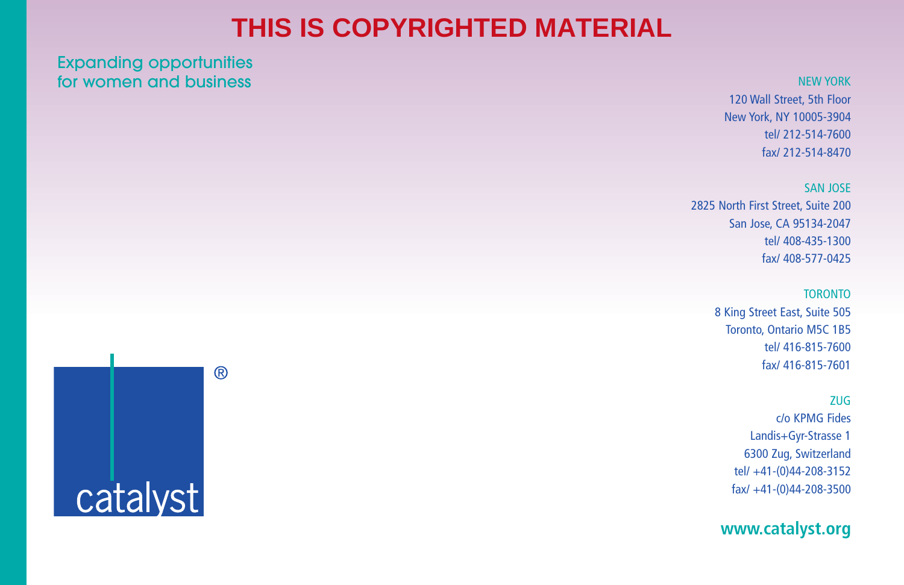# THIS IS COPYRIGHTED MATERIAL

Expanding opportunities
for women and business

catalyst®

NEW YORK
120 Wall Street, 5th Floor
New York, NY 10005-3904
tel/ 212-514-7600
fax/ 212-514-8470

SAN JOSE
2825 North First Street, Suite 200
San Jose, CA 95134-2047
tel/ 408-435-1300
fax/ 408-577-0425

TORONTO
8 King Street East, Suite 505
Toronto, Ontario M5C 1B5
tel/ 416-815-7600
fax/ 416-815-7601

ZUG
c/o KPMG Fides
Landis+Gyr-Strasse 1
6300 Zug, Switzerland
tel/ +41-(0)44-208-3152
fax/ +41-(0)44-208-3500

**www.catalyst.org**